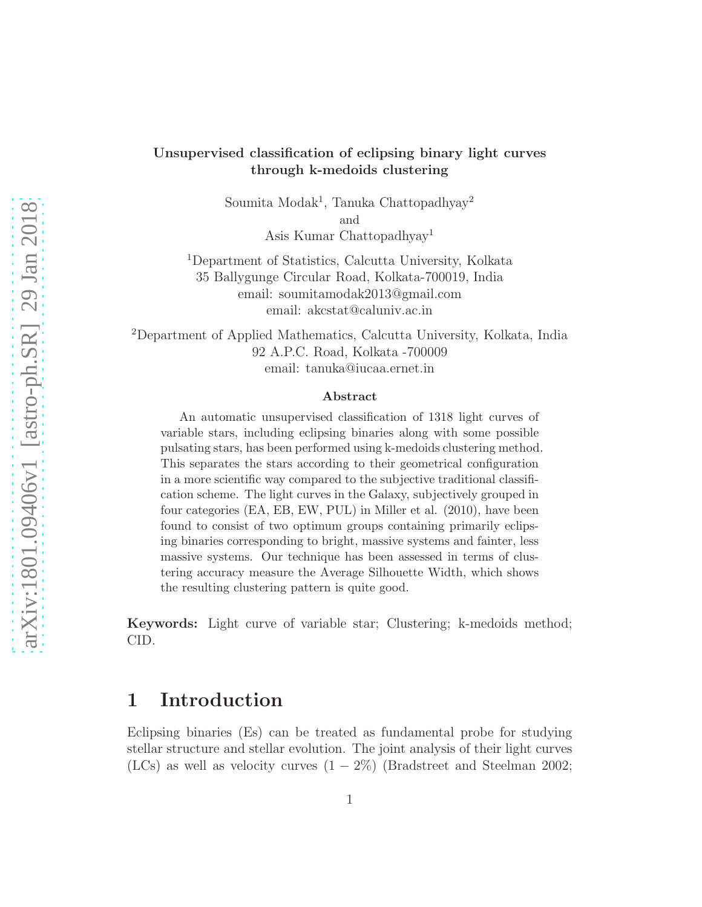# Unsupervised classification of eclipsing binary light curves through k-medoids clustering

Soumita Modak[1], Tanuka Chattopadhyay[2]
and
Asis Kumar Chattopadhyay[1]

[1]Department of Statistics, Calcutta University, Kolkata
35 Ballygunge Circular Road, Kolkata-700019, India
email: soumitamodak2013@gmail.com
email: akcstat@caluniv.ac.in

[2]Department of Applied Mathematics, Calcutta University, Kolkata, India
92 A.P.C. Road, Kolkata -700009
email: tanuka@iucaa.ernet.in

### Abstract

An automatic unsupervised classification of 1318 light curves of variable stars, including eclipsing binaries along with some possible pulsating stars, has been performed using k-medoids clustering method. This separates the stars according to their geometrical configuration in a more scientific way compared to the subjective traditional classification scheme. The light curves in the Galaxy, subjectively grouped in four categories (EA, EB, EW, PUL) in Miller et al. (2010), have been found to consist of two optimum groups containing primarily eclipsing binaries corresponding to bright, massive systems and fainter, less massive systems. Our technique has been assessed in terms of clustering accuracy measure the Average Silhouette Width, which shows the resulting clustering pattern is quite good.

**Keywords:** Light curve of variable star; Clustering; k-medoids method; CID.

## 1 Introduction

Eclipsing binaries (Es) can be treated as fundamental probe for studying stellar structure and stellar evolution. The joint analysis of their light curves (LCs) as well as velocity curves $(1 - 2\%)$ (Bradstreet and Steelman 2002;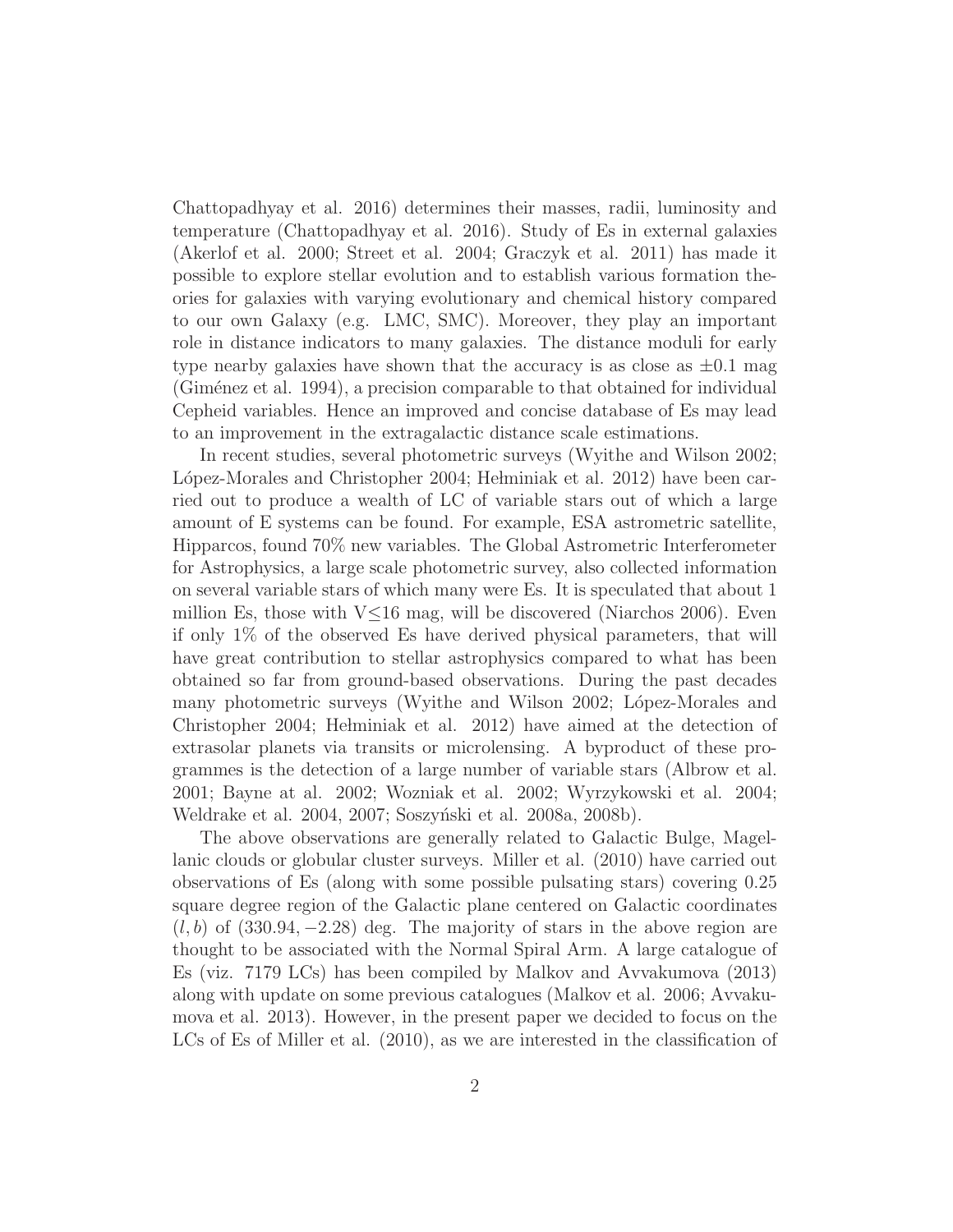Chattopadhyay et al. 2016) determines their masses, radii, luminosity and temperature (Chattopadhyay et al. 2016). Study of Es in external galaxies (Akerlof et al. 2000; Street et al. 2004; Graczyk et al. 2011) has made it possible to explore stellar evolution and to establish various formation theories for galaxies with varying evolutionary and chemical history compared to our own Galaxy (e.g. LMC, SMC). Moreover, they play an important role in distance indicators to many galaxies. The distance moduli for early type nearby galaxies have shown that the accuracy is as close as $\pm 0.1$ mag (Giménez et al. 1994), a precision comparable to that obtained for individual Cepheid variables. Hence an improved and concise database of Es may lead to an improvement in the extragalactic distance scale estimations.

In recent studies, several photometric surveys (Wyithe and Wilson 2002; López-Morales and Christopher 2004; Hełminiak et al. 2012) have been carried out to produce a wealth of LC of variable stars out of which a large amount of E systems can be found. For example, ESA astrometric satellite, Hipparcos, found 70% new variables. The Global Astrometric Interferometer for Astrophysics, a large scale photometric survey, also collected information on several variable stars of which many were Es. It is speculated that about 1 million Es, those with V$\leq$16 mag, will be discovered (Niarchos 2006). Even if only 1% of the observed Es have derived physical parameters, that will have great contribution to stellar astrophysics compared to what has been obtained so far from ground-based observations. During the past decades many photometric surveys (Wyithe and Wilson 2002; López-Morales and Christopher 2004; Hełminiak et al. 2012) have aimed at the detection of extrasolar planets via transits or microlensing. A byproduct of these programmes is the detection of a large number of variable stars (Albrow et al. 2001; Bayne at al. 2002; Wozniak et al. 2002; Wyrzykowski et al. 2004; Weldrake et al. 2004, 2007; Soszyński et al. 2008a, 2008b).

The above observations are generally related to Galactic Bulge, Magellanic clouds or globular cluster surveys. Miller et al. (2010) have carried out observations of Es (along with some possible pulsating stars) covering 0.25 square degree region of the Galactic plane centered on Galactic coordinates $(l, b)$ of $(330.94, -2.28)$ deg. The majority of stars in the above region are thought to be associated with the Normal Spiral Arm. A large catalogue of Es (viz. 7179 LCs) has been compiled by Malkov and Avvakumova (2013) along with update on some previous catalogues (Malkov et al. 2006; Avvakumova et al. 2013). However, in the present paper we decided to focus on the LCs of Es of Miller et al. (2010), as we are interested in the classification of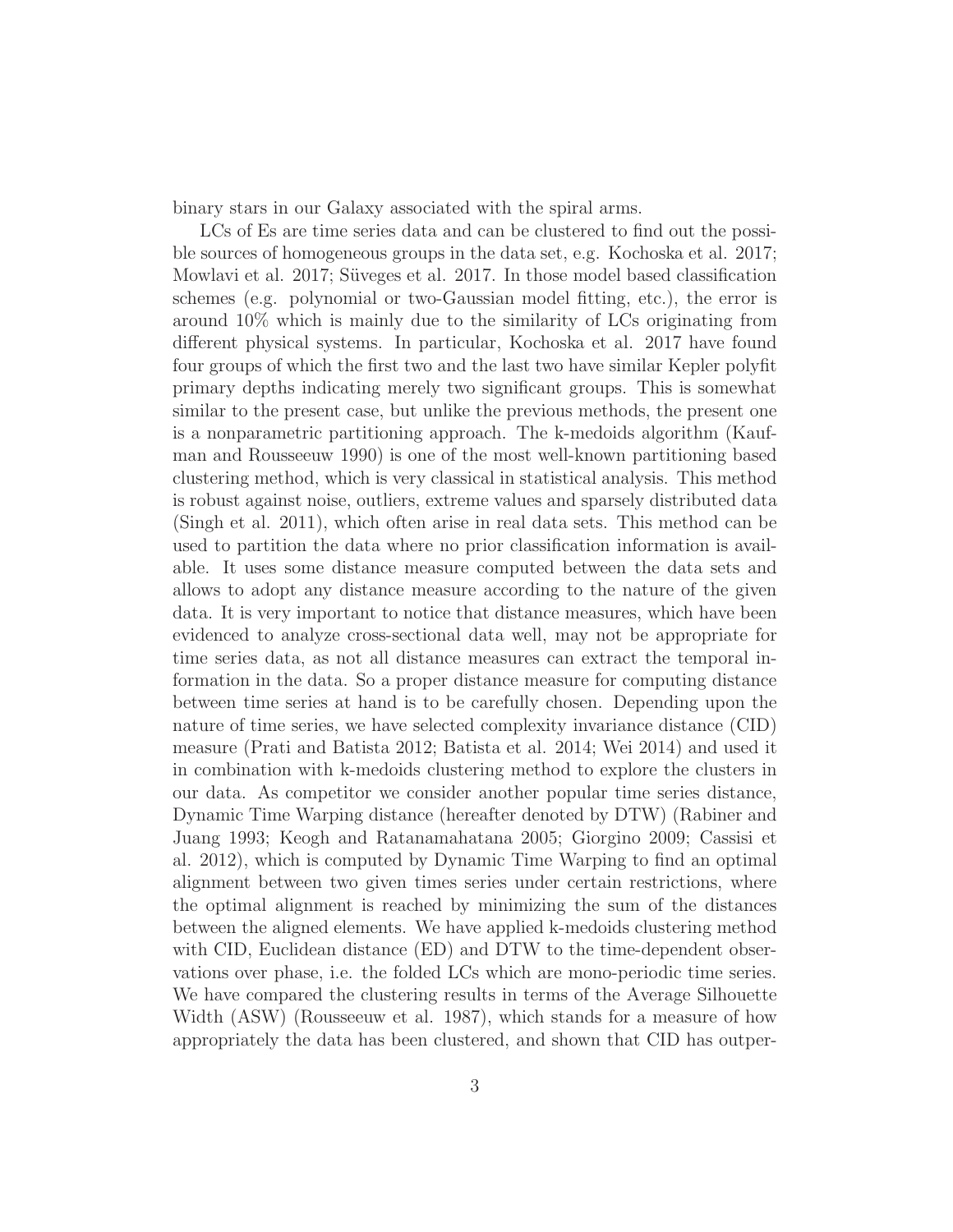binary stars in our Galaxy associated with the spiral arms.

LCs of Es are time series data and can be clustered to find out the possible sources of homogeneous groups in the data set, e.g. Kochoska et al. 2017; Mowlavi et al. 2017; Süveges et al. 2017. In those model based classification schemes (e.g. polynomial or two-Gaussian model fitting, etc.), the error is around 10% which is mainly due to the similarity of LCs originating from different physical systems. In particular, Kochoska et al. 2017 have found four groups of which the first two and the last two have similar Kepler polyfit primary depths indicating merely two significant groups. This is somewhat similar to the present case, but unlike the previous methods, the present one is a nonparametric partitioning approach. The k-medoids algorithm (Kaufman and Rousseeuw 1990) is one of the most well-known partitioning based clustering method, which is very classical in statistical analysis. This method is robust against noise, outliers, extreme values and sparsely distributed data (Singh et al. 2011), which often arise in real data sets. This method can be used to partition the data where no prior classification information is available. It uses some distance measure computed between the data sets and allows to adopt any distance measure according to the nature of the given data. It is very important to notice that distance measures, which have been evidenced to analyze cross-sectional data well, may not be appropriate for time series data, as not all distance measures can extract the temporal information in the data. So a proper distance measure for computing distance between time series at hand is to be carefully chosen. Depending upon the nature of time series, we have selected complexity invariance distance (CID) measure (Prati and Batista 2012; Batista et al. 2014; Wei 2014) and used it in combination with k-medoids clustering method to explore the clusters in our data. As competitor we consider another popular time series distance, Dynamic Time Warping distance (hereafter denoted by DTW) (Rabiner and Juang 1993; Keogh and Ratanamahatana 2005; Giorgino 2009; Cassisi et al. 2012), which is computed by Dynamic Time Warping to find an optimal alignment between two given times series under certain restrictions, where the optimal alignment is reached by minimizing the sum of the distances between the aligned elements. We have applied k-medoids clustering method with CID, Euclidean distance (ED) and DTW to the time-dependent observations over phase, i.e. the folded LCs which are mono-periodic time series. We have compared the clustering results in terms of the Average Silhouette Width (ASW) (Rousseeuw et al. 1987), which stands for a measure of how appropriately the data has been clustered, and shown that CID has outper-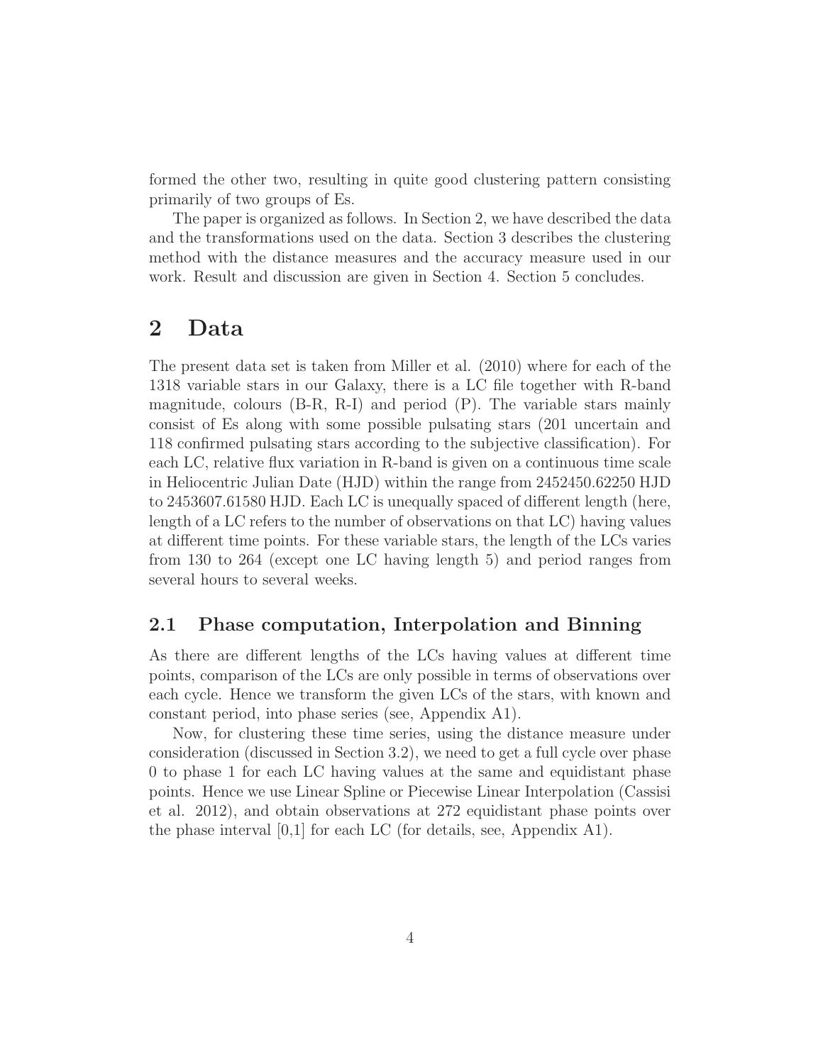formed the other two, resulting in quite good clustering pattern consisting primarily of two groups of Es.

The paper is organized as follows. In Section 2, we have described the data and the transformations used on the data. Section 3 describes the clustering method with the distance measures and the accuracy measure used in our work. Result and discussion are given in Section 4. Section 5 concludes.

# 2 Data

The present data set is taken from Miller et al. (2010) where for each of the 1318 variable stars in our Galaxy, there is a LC file together with R-band magnitude, colours (B-R, R-I) and period (P). The variable stars mainly consist of Es along with some possible pulsating stars (201 uncertain and 118 confirmed pulsating stars according to the subjective classification). For each LC, relative flux variation in R-band is given on a continuous time scale in Heliocentric Julian Date (HJD) within the range from 2452450.62250 HJD to 2453607.61580 HJD. Each LC is unequally spaced of different length (here, length of a LC refers to the number of observations on that LC) having values at different time points. For these variable stars, the length of the LCs varies from 130 to 264 (except one LC having length 5) and period ranges from several hours to several weeks.

## 2.1 Phase computation, Interpolation and Binning

As there are different lengths of the LCs having values at different time points, comparison of the LCs are only possible in terms of observations over each cycle. Hence we transform the given LCs of the stars, with known and constant period, into phase series (see, Appendix A1).

Now, for clustering these time series, using the distance measure under consideration (discussed in Section 3.2), we need to get a full cycle over phase 0 to phase 1 for each LC having values at the same and equidistant phase points. Hence we use Linear Spline or Piecewise Linear Interpolation (Cassisi et al. 2012), and obtain observations at 272 equidistant phase points over the phase interval [0,1] for each LC (for details, see, Appendix A1).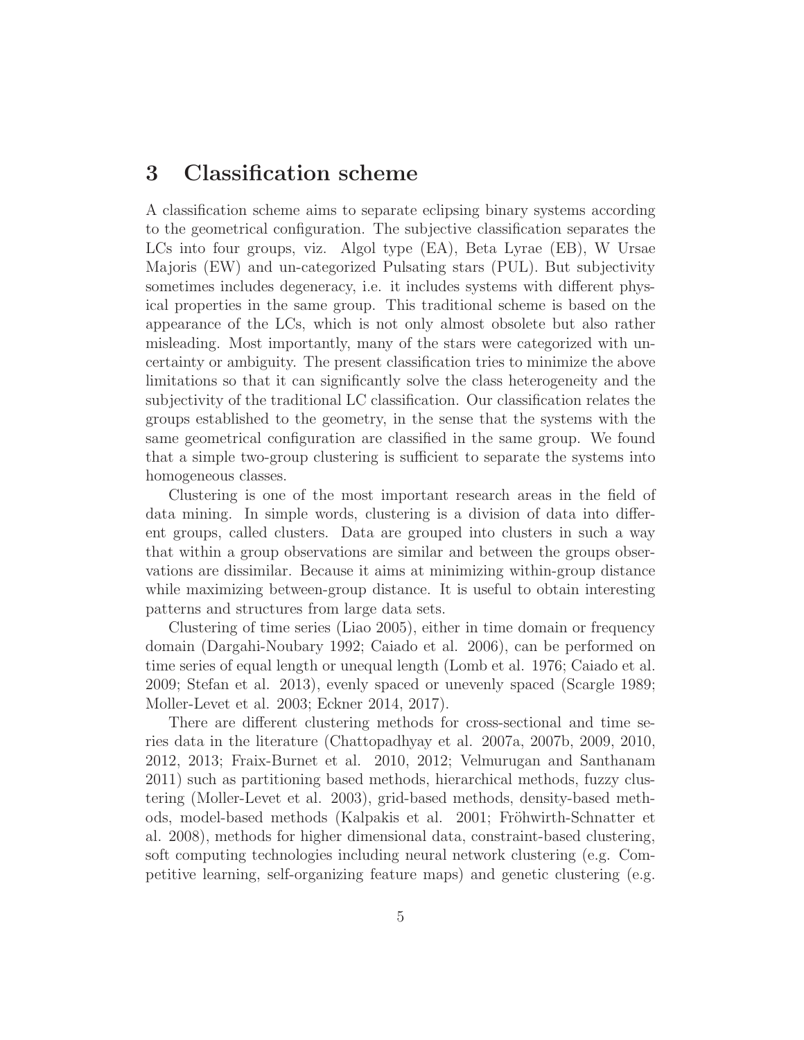## 3 Classification scheme

A classification scheme aims to separate eclipsing binary systems according to the geometrical configuration. The subjective classification separates the LCs into four groups, viz. Algol type (EA), Beta Lyrae (EB), W Ursae Majoris (EW) and un-categorized Pulsating stars (PUL). But subjectivity sometimes includes degeneracy, i.e. it includes systems with different physical properties in the same group. This traditional scheme is based on the appearance of the LCs, which is not only almost obsolete but also rather misleading. Most importantly, many of the stars were categorized with uncertainty or ambiguity. The present classification tries to minimize the above limitations so that it can significantly solve the class heterogeneity and the subjectivity of the traditional LC classification. Our classification relates the groups established to the geometry, in the sense that the systems with the same geometrical configuration are classified in the same group. We found that a simple two-group clustering is sufficient to separate the systems into homogeneous classes.

Clustering is one of the most important research areas in the field of data mining. In simple words, clustering is a division of data into different groups, called clusters. Data are grouped into clusters in such a way that within a group observations are similar and between the groups observations are dissimilar. Because it aims at minimizing within-group distance while maximizing between-group distance. It is useful to obtain interesting patterns and structures from large data sets.

Clustering of time series (Liao 2005), either in time domain or frequency domain (Dargahi-Noubary 1992; Caiado et al. 2006), can be performed on time series of equal length or unequal length (Lomb et al. 1976; Caiado et al. 2009; Stefan et al. 2013), evenly spaced or unevenly spaced (Scargle 1989; Moller-Levet et al. 2003; Eckner 2014, 2017).

There are different clustering methods for cross-sectional and time series data in the literature (Chattopadhyay et al. 2007a, 2007b, 2009, 2010, 2012, 2013; Fraix-Burnet et al. 2010, 2012; Velmurugan and Santhanam 2011) such as partitioning based methods, hierarchical methods, fuzzy clustering (Moller-Levet et al. 2003), grid-based methods, density-based methods, model-based methods (Kalpakis et al. 2001; Fröhwirth-Schnatter et al. 2008), methods for higher dimensional data, constraint-based clustering, soft computing technologies including neural network clustering (e.g. Competitive learning, self-organizing feature maps) and genetic clustering (e.g.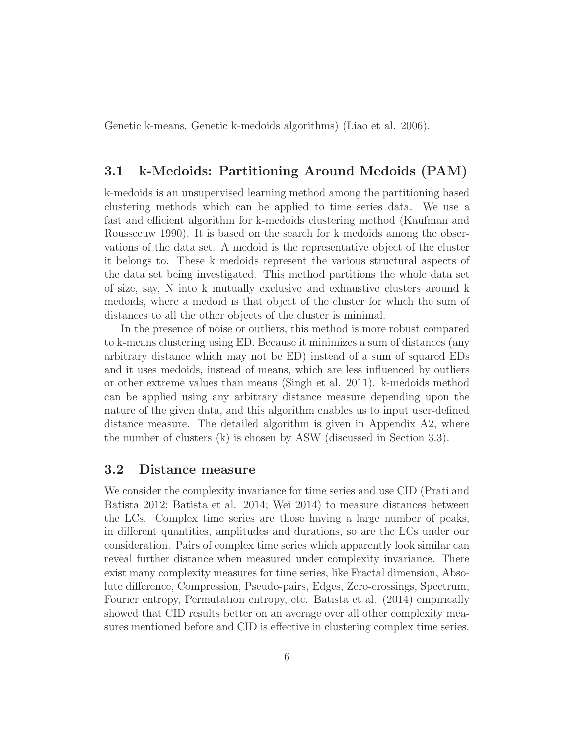Genetic k-means, Genetic k-medoids algorithms) (Liao et al. 2006).

## 3.1 k-Medoids: Partitioning Around Medoids (PAM)

k-medoids is an unsupervised learning method among the partitioning based clustering methods which can be applied to time series data. We use a fast and efficient algorithm for k-medoids clustering method (Kaufman and Rousseeuw 1990). It is based on the search for k medoids among the observations of the data set. A medoid is the representative object of the cluster it belongs to. These k medoids represent the various structural aspects of the data set being investigated. This method partitions the whole data set of size, say, N into k mutually exclusive and exhaustive clusters around k medoids, where a medoid is that object of the cluster for which the sum of distances to all the other objects of the cluster is minimal.

In the presence of noise or outliers, this method is more robust compared to k-means clustering using ED. Because it minimizes a sum of distances (any arbitrary distance which may not be ED) instead of a sum of squared EDs and it uses medoids, instead of means, which are less influenced by outliers or other extreme values than means (Singh et al. 2011). k-medoids method can be applied using any arbitrary distance measure depending upon the nature of the given data, and this algorithm enables us to input user-defined distance measure. The detailed algorithm is given in Appendix A2, where the number of clusters (k) is chosen by ASW (discussed in Section 3.3).

## 3.2 Distance measure

We consider the complexity invariance for time series and use CID (Prati and Batista 2012; Batista et al. 2014; Wei 2014) to measure distances between the LCs. Complex time series are those having a large number of peaks, in different quantities, amplitudes and durations, so are the LCs under our consideration. Pairs of complex time series which apparently look similar can reveal further distance when measured under complexity invariance. There exist many complexity measures for time series, like Fractal dimension, Absolute difference, Compression, Pseudo-pairs, Edges, Zero-crossings, Spectrum, Fourier entropy, Permutation entropy, etc. Batista et al. (2014) empirically showed that CID results better on an average over all other complexity measures mentioned before and CID is effective in clustering complex time series.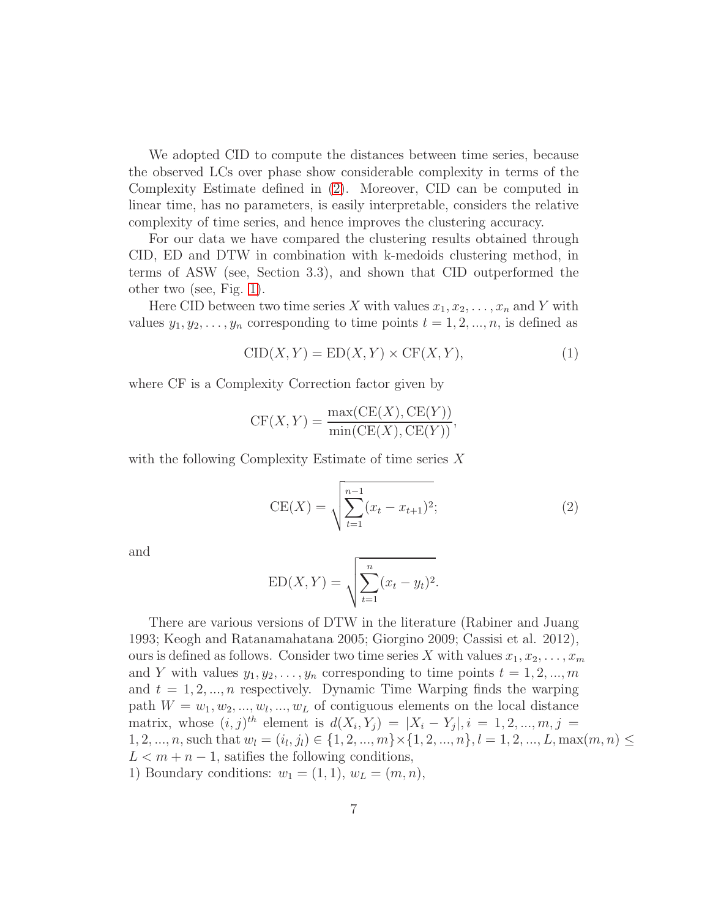We adopted CID to compute the distances between time series, because the observed LCs over phase show considerable complexity in terms of the Complexity Estimate defined in (2). Moreover, CID can be computed in linear time, has no parameters, is easily interpretable, considers the relative complexity of time series, and hence improves the clustering accuracy.

For our data we have compared the clustering results obtained through CID, ED and DTW in combination with k-medoids clustering method, in terms of ASW (see, Section 3.3), and shown that CID outperformed the other two (see, Fig. 1).

Here CID between two time series $X$ with values $x_1, x_2, \ldots, x_n$ and $Y$ with values $y_1, y_2, \ldots, y_n$ corresponding to time points $t = 1, 2, ..., n$, is defined as

$$\mathrm{CID}(X, Y) = \mathrm{ED}(X, Y) \times \mathrm{CF}(X, Y), \tag{1}$$

where CF is a Complexity Correction factor given by

$$\mathrm{CF}(X, Y) = \frac{\max(\mathrm{CE}(X), \mathrm{CE}(Y))}{\min(\mathrm{CE}(X), \mathrm{CE}(Y))},$$

with the following Complexity Estimate of time series $X$

$$\mathrm{CE}(X) = \sqrt{\sum_{t=1}^{n-1} (x_t - x_{t+1})^2}; \tag{2}$$

and

$$\mathrm{ED}(X, Y) = \sqrt{\sum_{t=1}^{n} (x_t - y_t)^2}.$$

There are various versions of DTW in the literature (Rabiner and Juang 1993; Keogh and Ratanamahatana 2005; Giorgino 2009; Cassisi et al. 2012), ours is defined as follows. Consider two time series $X$ with values $x_1, x_2, \ldots, x_m$ and $Y$ with values $y_1, y_2, \ldots, y_n$ corresponding to time points $t = 1, 2, ..., m$ and $t = 1, 2, ..., n$ respectively. Dynamic Time Warping finds the warping path $W = w_1, w_2, ..., w_l, ..., w_L$ of contiguous elements on the local distance matrix, whose $(i, j)^{th}$ element is $d(X_i, Y_j) = |X_i - Y_j|, i = 1, 2, ..., m, j = 1, 2, ..., n$, such that $w_l = (i_l, j_l) \in \{1, 2, ..., m\} \times \{1, 2, ..., n\}, l = 1, 2, ..., L, \max(m, n) \leq L < m + n - 1$, satifies the following conditions,

1) Boundary conditions: $w_1 = (1, 1)$, $w_L = (m, n)$,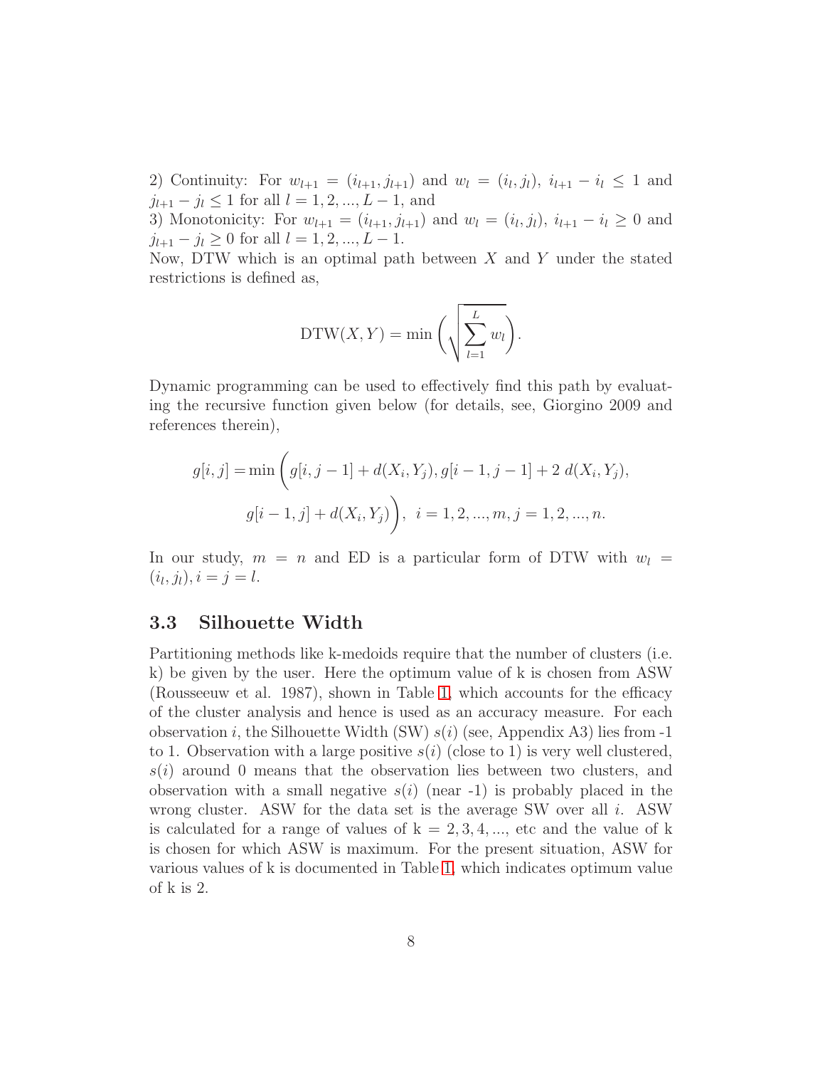2) Continuity: For $w_{l+1} = (i_{l+1}, j_{l+1})$ and $w_l = (i_l, j_l)$, $i_{l+1} - i_l \leq 1$ and $j_{l+1} - j_l \leq 1$ for all $l = 1, 2, ..., L-1$, and

3) Monotonicity: For $w_{l+1} = (i_{l+1}, j_{l+1})$ and $w_l = (i_l, j_l)$, $i_{l+1} - i_l \geq 0$ and $j_{l+1} - j_l \geq 0$ for all $l = 1, 2, ..., L-1$.

Now, DTW which is an optimal path between $X$ and $Y$ under the stated restrictions is defined as,

$$\text{DTW}(X, Y) = \min\left(\sqrt{\sum_{l=1}^{L} w_l}\right).$$

Dynamic programming can be used to effectively find this path by evaluating the recursive function given below (for details, see, Giorgino 2009 and references therein),

$$g[i,j] = \min\bigg(g[i, j-1] + d(X_i, Y_j), g[i-1, j-1] + 2\ d(X_i, Y_j),$$
$$g[i-1, j] + d(X_i, Y_j)\bigg),\ \ i = 1, 2, ..., m, j = 1, 2, ..., n.$$

In our study, $m = n$ and ED is a particular form of DTW with $w_l = (i_l, j_l), i = j = l$.

### 3.3 Silhouette Width

Partitioning methods like k-medoids require that the number of clusters (i.e. k) be given by the user. Here the optimum value of k is chosen from ASW (Rousseeuw et al. 1987), shown in Table 1, which accounts for the efficacy of the cluster analysis and hence is used as an accuracy measure. For each observation $i$, the Silhouette Width (SW) $s(i)$ (see, Appendix A3) lies from -1 to 1. Observation with a large positive $s(i)$ (close to 1) is very well clustered, $s(i)$ around 0 means that the observation lies between two clusters, and observation with a small negative $s(i)$ (near -1) is probably placed in the wrong cluster. ASW for the data set is the average SW over all $i$. ASW is calculated for a range of values of k $= 2, 3, 4, ...,$ etc and the value of k is chosen for which ASW is maximum. For the present situation, ASW for various values of k is documented in Table 1, which indicates optimum value of k is 2.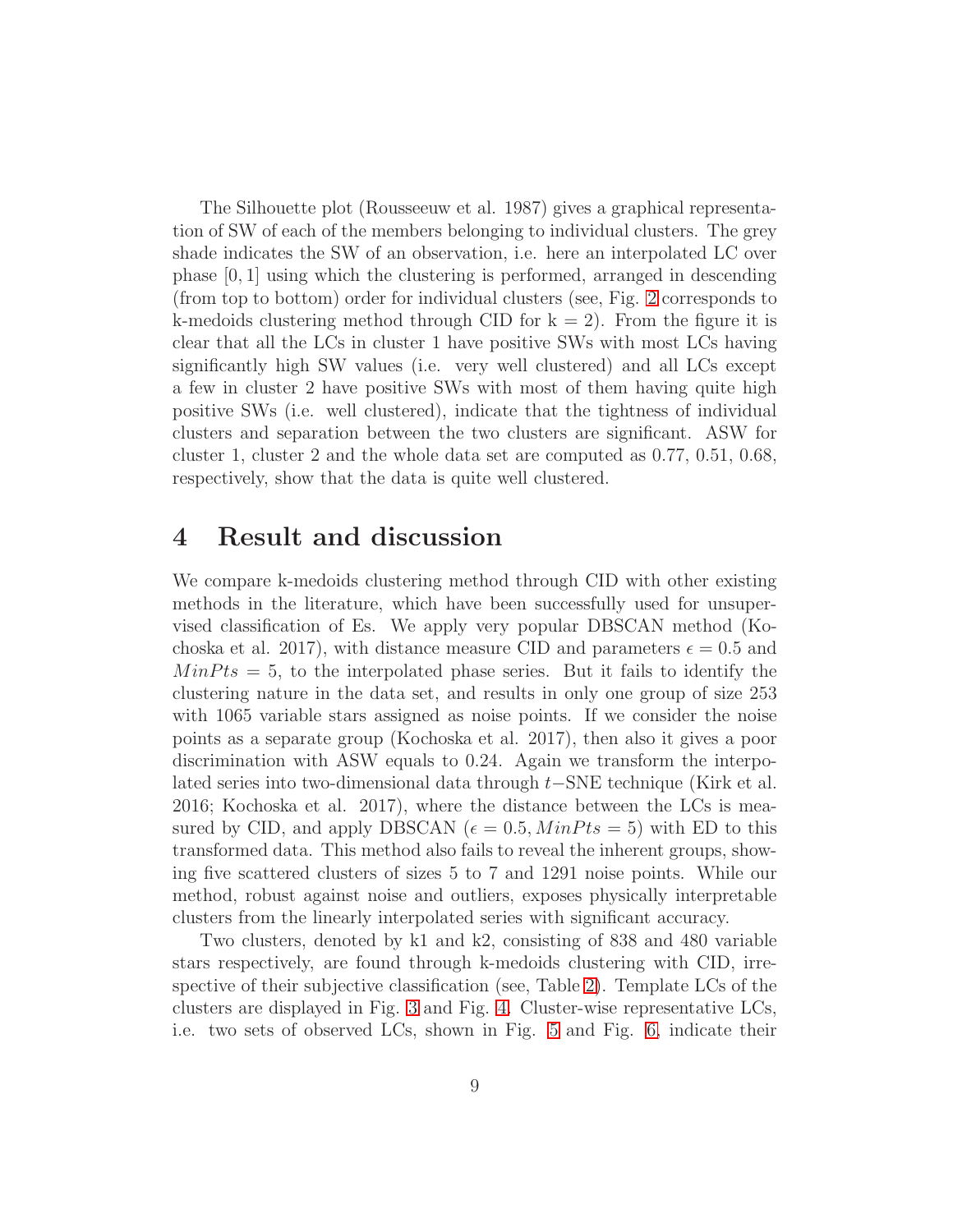The Silhouette plot (Rousseeuw et al. 1987) gives a graphical representation of SW of each of the members belonging to individual clusters. The grey shade indicates the SW of an observation, i.e. here an interpolated LC over phase $[0, 1]$ using which the clustering is performed, arranged in descending (from top to bottom) order for individual clusters (see, Fig. 2 corresponds to k-medoids clustering method through CID for k = 2). From the figure it is clear that all the LCs in cluster 1 have positive SWs with most LCs having significantly high SW values (i.e. very well clustered) and all LCs except a few in cluster 2 have positive SWs with most of them having quite high positive SWs (i.e. well clustered), indicate that the tightness of individual clusters and separation between the two clusters are significant. ASW for cluster 1, cluster 2 and the whole data set are computed as 0.77, 0.51, 0.68, respectively, show that the data is quite well clustered.

# 4 Result and discussion

We compare k-medoids clustering method through CID with other existing methods in the literature, which have been successfully used for unsupervised classification of Es. We apply very popular DBSCAN method (Kochoska et al. 2017), with distance measure CID and parameters $\epsilon = 0.5$ and $MinPts = 5$, to the interpolated phase series. But it fails to identify the clustering nature in the data set, and results in only one group of size 253 with 1065 variable stars assigned as noise points. If we consider the noise points as a separate group (Kochoska et al. 2017), then also it gives a poor discrimination with ASW equals to 0.24. Again we transform the interpolated series into two-dimensional data through $t-$SNE technique (Kirk et al. 2016; Kochoska et al. 2017), where the distance between the LCs is measured by CID, and apply DBSCAN ($\epsilon = 0.5, MinPts = 5$) with ED to this transformed data. This method also fails to reveal the inherent groups, showing five scattered clusters of sizes 5 to 7 and 1291 noise points. While our method, robust against noise and outliers, exposes physically interpretable clusters from the linearly interpolated series with significant accuracy.

Two clusters, denoted by k1 and k2, consisting of 838 and 480 variable stars respectively, are found through k-medoids clustering with CID, irrespective of their subjective classification (see, Table 2). Template LCs of the clusters are displayed in Fig. 3 and Fig. 4. Cluster-wise representative LCs, i.e. two sets of observed LCs, shown in Fig. 5 and Fig. 6, indicate their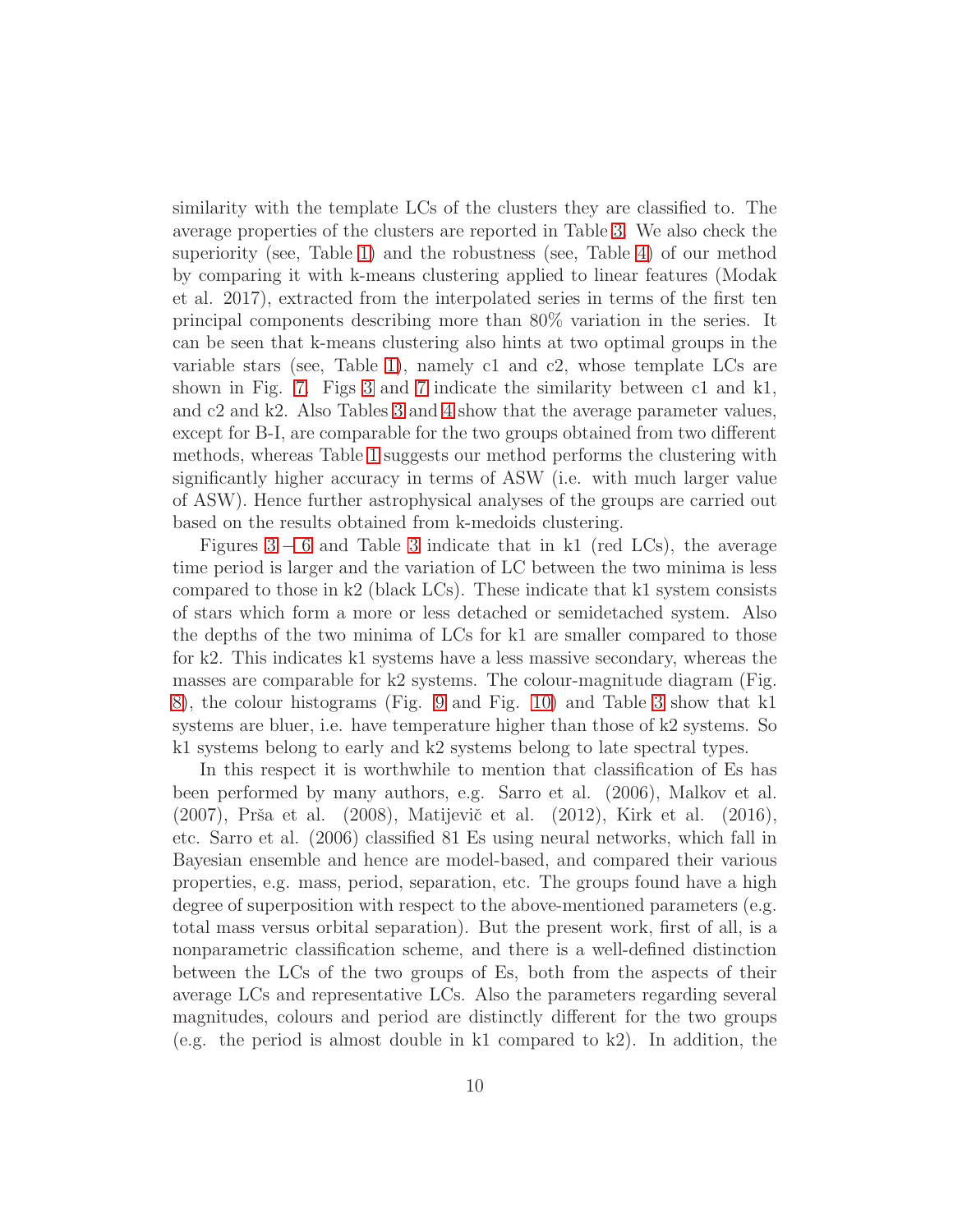similarity with the template LCs of the clusters they are classified to. The average properties of the clusters are reported in Table 3. We also check the superiority (see, Table 1) and the robustness (see, Table 4) of our method by comparing it with k-means clustering applied to linear features (Modak et al. 2017), extracted from the interpolated series in terms of the first ten principal components describing more than 80% variation in the series. It can be seen that k-means clustering also hints at two optimal groups in the variable stars (see, Table 1), namely c1 and c2, whose template LCs are shown in Fig. 7. Figs 3 and 7 indicate the similarity between c1 and k1, and c2 and k2. Also Tables 3 and 4 show that the average parameter values, except for B-I, are comparable for the two groups obtained from two different methods, whereas Table 1 suggests our method performs the clustering with significantly higher accuracy in terms of ASW (i.e. with much larger value of ASW). Hence further astrophysical analyses of the groups are carried out based on the results obtained from k-medoids clustering.

Figures 3 – 6 and Table 3 indicate that in k1 (red LCs), the average time period is larger and the variation of LC between the two minima is less compared to those in k2 (black LCs). These indicate that k1 system consists of stars which form a more or less detached or semidetached system. Also the depths of the two minima of LCs for k1 are smaller compared to those for k2. This indicates k1 systems have a less massive secondary, whereas the masses are comparable for k2 systems. The colour-magnitude diagram (Fig. 8), the colour histograms (Fig. 9 and Fig. 10) and Table 3 show that k1 systems are bluer, i.e. have temperature higher than those of k2 systems. So k1 systems belong to early and k2 systems belong to late spectral types.

In this respect it is worthwhile to mention that classification of Es has been performed by many authors, e.g. Sarro et al. (2006), Malkov et al. (2007), Prša et al. (2008), Matijevič et al. (2012), Kirk et al. (2016), etc. Sarro et al. (2006) classified 81 Es using neural networks, which fall in Bayesian ensemble and hence are model-based, and compared their various properties, e.g. mass, period, separation, etc. The groups found have a high degree of superposition with respect to the above-mentioned parameters (e.g. total mass versus orbital separation). But the present work, first of all, is a nonparametric classification scheme, and there is a well-defined distinction between the LCs of the two groups of Es, both from the aspects of their average LCs and representative LCs. Also the parameters regarding several magnitudes, colours and period are distinctly different for the two groups (e.g. the period is almost double in k1 compared to k2). In addition, the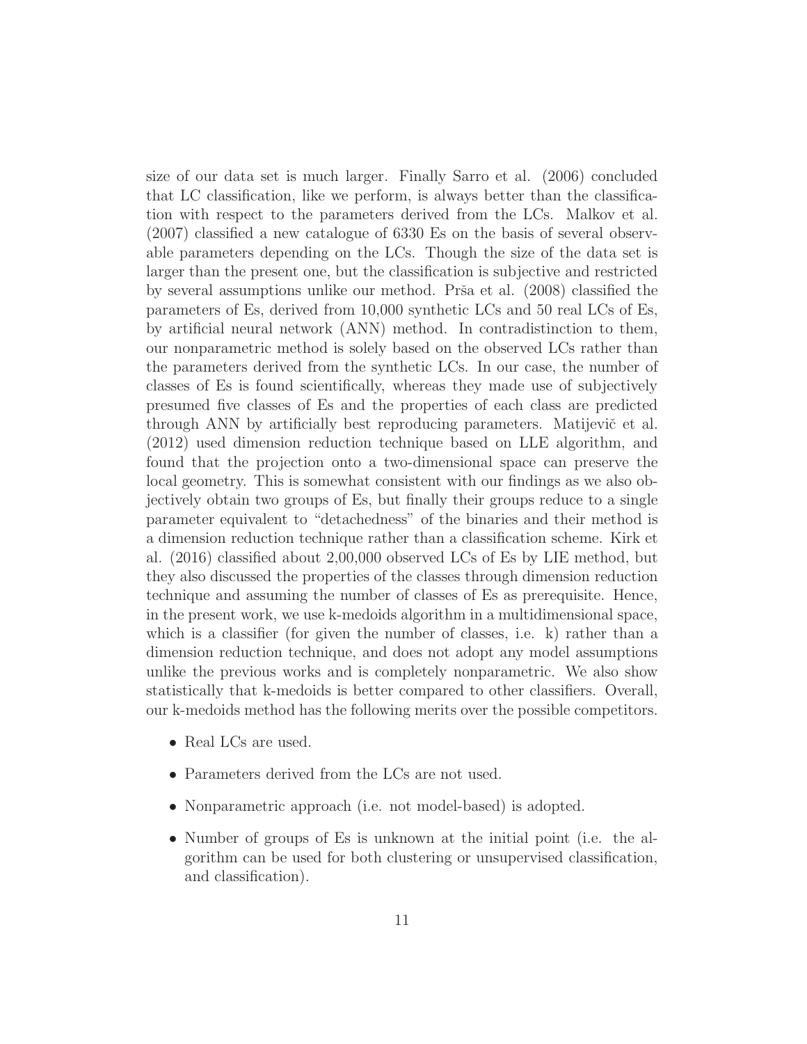size of our data set is much larger. Finally Sarro et al. (2006) concluded that LC classification, like we perform, is always better than the classification with respect to the parameters derived from the LCs. Malkov et al. (2007) classified a new catalogue of 6330 Es on the basis of several observable parameters depending on the LCs. Though the size of the data set is larger than the present one, but the classification is subjective and restricted by several assumptions unlike our method. Prša et al. (2008) classified the parameters of Es, derived from 10,000 synthetic LCs and 50 real LCs of Es, by artificial neural network (ANN) method. In contradistinction to them, our nonparametric method is solely based on the observed LCs rather than the parameters derived from the synthetic LCs. In our case, the number of classes of Es is found scientifically, whereas they made use of subjectively presumed five classes of Es and the properties of each class are predicted through ANN by artificially best reproducing parameters. Matijevič et al. (2012) used dimension reduction technique based on LLE algorithm, and found that the projection onto a two-dimensional space can preserve the local geometry. This is somewhat consistent with our findings as we also objectively obtain two groups of Es, but finally their groups reduce to a single parameter equivalent to "detachedness" of the binaries and their method is a dimension reduction technique rather than a classification scheme. Kirk et al. (2016) classified about 2,00,000 observed LCs of Es by LIE method, but they also discussed the properties of the classes through dimension reduction technique and assuming the number of classes of Es as prerequisite. Hence, in the present work, we use k-medoids algorithm in a multidimensional space, which is a classifier (for given the number of classes, i.e. k) rather than a dimension reduction technique, and does not adopt any model assumptions unlike the previous works and is completely nonparametric. We also show statistically that k-medoids is better compared to other classifiers. Overall, our k-medoids method has the following merits over the possible competitors.

- Real LCs are used.
- Parameters derived from the LCs are not used.
- Nonparametric approach (i.e. not model-based) is adopted.
- Number of groups of Es is unknown at the initial point (i.e. the algorithm can be used for both clustering or unsupervised classification, and classification).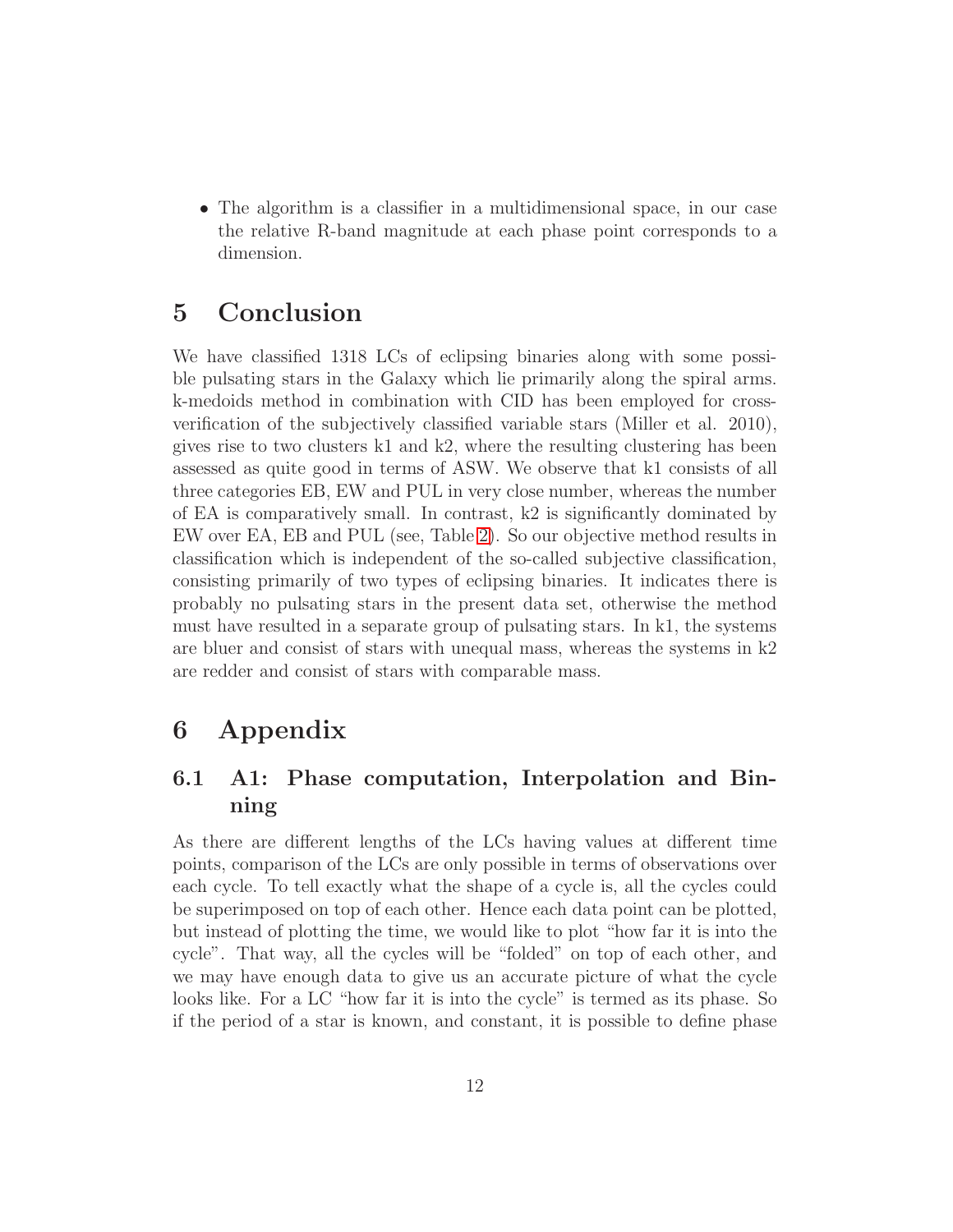- The algorithm is a classifier in a multidimensional space, in our case the relative R-band magnitude at each phase point corresponds to a dimension.

# 5 Conclusion

We have classified 1318 LCs of eclipsing binaries along with some possible pulsating stars in the Galaxy which lie primarily along the spiral arms. k-medoids method in combination with CID has been employed for cross-verification of the subjectively classified variable stars (Miller et al. 2010), gives rise to two clusters k1 and k2, where the resulting clustering has been assessed as quite good in terms of ASW. We observe that k1 consists of all three categories EB, EW and PUL in very close number, whereas the number of EA is comparatively small. In contrast, k2 is significantly dominated by EW over EA, EB and PUL (see, Table 2). So our objective method results in classification which is independent of the so-called subjective classification, consisting primarily of two types of eclipsing binaries. It indicates there is probably no pulsating stars in the present data set, otherwise the method must have resulted in a separate group of pulsating stars. In k1, the systems are bluer and consist of stars with unequal mass, whereas the systems in k2 are redder and consist of stars with comparable mass.

# 6 Appendix

## 6.1 A1: Phase computation, Interpolation and Binning

As there are different lengths of the LCs having values at different time points, comparison of the LCs are only possible in terms of observations over each cycle. To tell exactly what the shape of a cycle is, all the cycles could be superimposed on top of each other. Hence each data point can be plotted, but instead of plotting the time, we would like to plot "how far it is into the cycle". That way, all the cycles will be "folded" on top of each other, and we may have enough data to give us an accurate picture of what the cycle looks like. For a LC "how far it is into the cycle" is termed as its phase. So if the period of a star is known, and constant, it is possible to define phase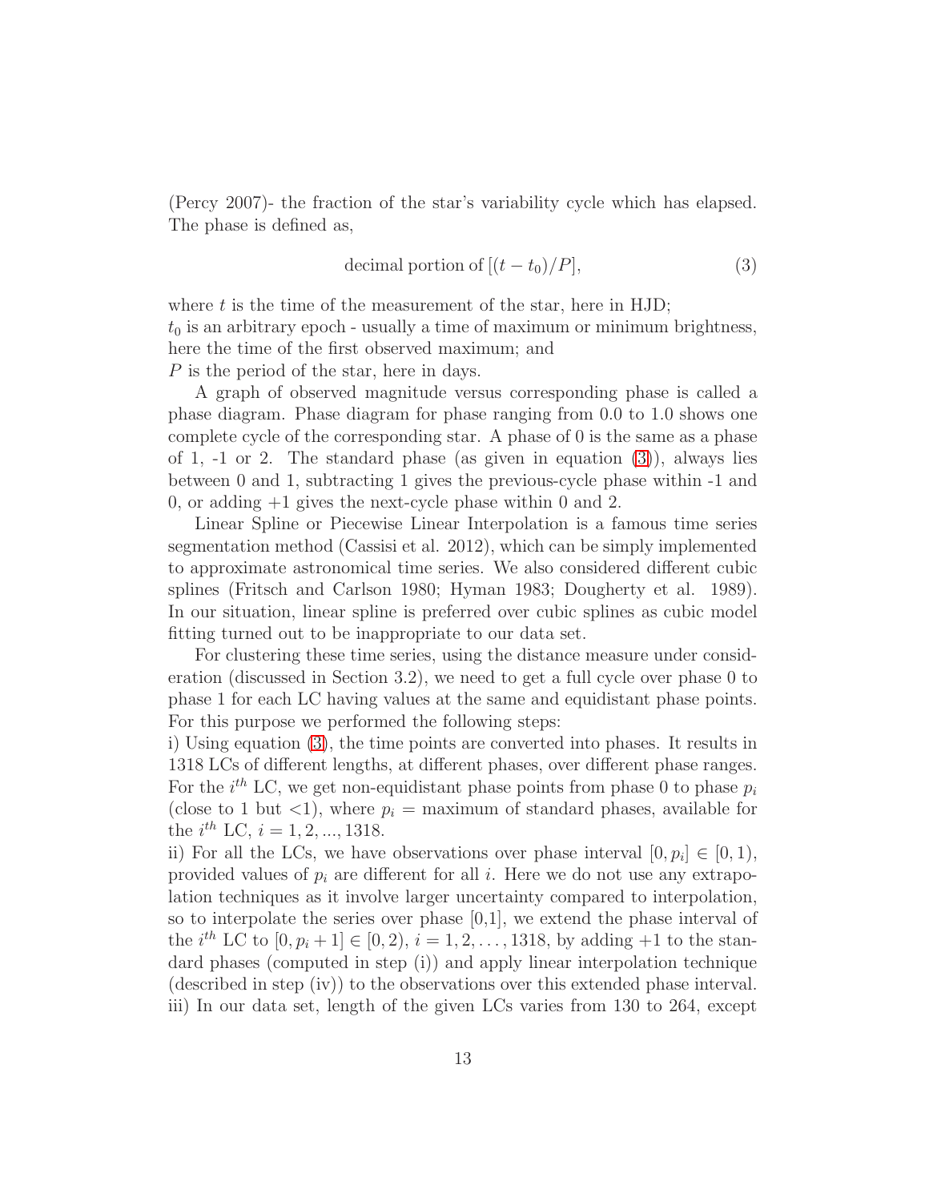(Percy 2007)- the fraction of the star's variability cycle which has elapsed. The phase is defined as,

$$\text{decimal portion of } [(t - t_0)/P], \tag{3}$$

where $t$ is the time of the measurement of the star, here in HJD;
$t_0$ is an arbitrary epoch - usually a time of maximum or minimum brightness, here the time of the first observed maximum; and
$P$ is the period of the star, here in days.

A graph of observed magnitude versus corresponding phase is called a phase diagram. Phase diagram for phase ranging from 0.0 to 1.0 shows one complete cycle of the corresponding star. A phase of 0 is the same as a phase of 1, -1 or 2. The standard phase (as given in equation (3)), always lies between 0 and 1, subtracting 1 gives the previous-cycle phase within -1 and 0, or adding +1 gives the next-cycle phase within 0 and 2.

Linear Spline or Piecewise Linear Interpolation is a famous time series segmentation method (Cassisi et al. 2012), which can be simply implemented to approximate astronomical time series. We also considered different cubic splines (Fritsch and Carlson 1980; Hyman 1983; Dougherty et al. 1989). In our situation, linear spline is preferred over cubic splines as cubic model fitting turned out to be inappropriate to our data set.

For clustering these time series, using the distance measure under consideration (discussed in Section 3.2), we need to get a full cycle over phase 0 to phase 1 for each LC having values at the same and equidistant phase points. For this purpose we performed the following steps:

i) Using equation (3), the time points are converted into phases. It results in 1318 LCs of different lengths, at different phases, over different phase ranges. For the $i^{th}$ LC, we get non-equidistant phase points from phase 0 to phase $p_i$ (close to 1 but <1), where $p_i$ = maximum of standard phases, available for the $i^{th}$ LC, $i = 1, 2, ..., 1318$.

ii) For all the LCs, we have observations over phase interval $[0, p_i] \in [0, 1)$, provided values of $p_i$ are different for all $i$. Here we do not use any extrapolation techniques as it involve larger uncertainty compared to interpolation, so to interpolate the series over phase [0,1], we extend the phase interval of the $i^{th}$ LC to $[0, p_i + 1] \in [0, 2)$, $i = 1, 2, \ldots, 1318$, by adding +1 to the standard phases (computed in step (i)) and apply linear interpolation technique (described in step (iv)) to the observations over this extended phase interval.

iii) In our data set, length of the given LCs varies from 130 to 264, except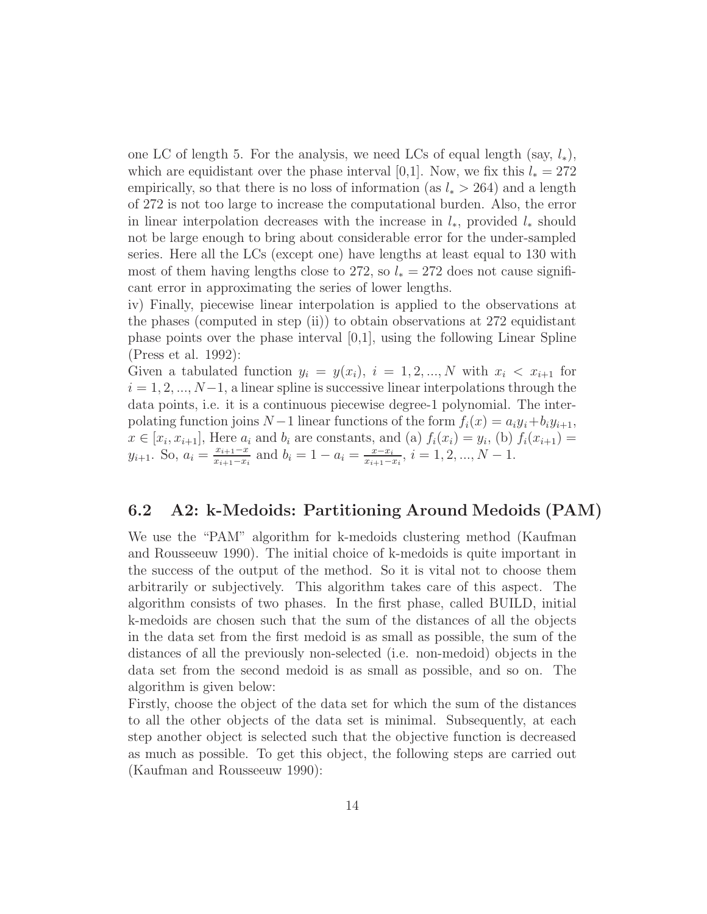one LC of length 5. For the analysis, we need LCs of equal length (say, $l_*$), which are equidistant over the phase interval [0,1]. Now, we fix this $l_* = 272$ empirically, so that there is no loss of information (as $l_* > 264$) and a length of 272 is not too large to increase the computational burden. Also, the error in linear interpolation decreases with the increase in $l_*$, provided $l_*$ should not be large enough to bring about considerable error for the under-sampled series. Here all the LCs (except one) have lengths at least equal to 130 with most of them having lengths close to 272, so $l_* = 272$ does not cause significant error in approximating the series of lower lengths.

iv) Finally, piecewise linear interpolation is applied to the observations at the phases (computed in step (ii)) to obtain observations at 272 equidistant phase points over the phase interval [0,1], using the following Linear Spline (Press et al. 1992):

Given a tabulated function $y_i = y(x_i)$, $i = 1, 2, ..., N$ with $x_i < x_{i+1}$ for $i = 1, 2, ..., N-1$, a linear spline is successive linear interpolations through the data points, i.e. it is a continuous piecewise degree-1 polynomial. The interpolating function joins $N-1$ linear functions of the form $f_i(x) = a_i y_i + b_i y_{i+1}$, $x \in [x_i, x_{i+1}]$, Here $a_i$ and $b_i$ are constants, and (a) $f_i(x_i) = y_i$, (b) $f_i(x_{i+1}) = y_{i+1}$. So, $a_i = \frac{x_{i+1}-x}{x_{i+1}-x_i}$ and $b_i = 1 - a_i = \frac{x-x_i}{x_{i+1}-x_i}$, $i = 1, 2, ..., N-1$.

## 6.2 A2: k-Medoids: Partitioning Around Medoids (PAM)

We use the "PAM" algorithm for k-medoids clustering method (Kaufman and Rousseeuw 1990). The initial choice of k-medoids is quite important in the success of the output of the method. So it is vital not to choose them arbitrarily or subjectively. This algorithm takes care of this aspect. The algorithm consists of two phases. In the first phase, called BUILD, initial k-medoids are chosen such that the sum of the distances of all the objects in the data set from the first medoid is as small as possible, the sum of the distances of all the previously non-selected (i.e. non-medoid) objects in the data set from the second medoid is as small as possible, and so on. The algorithm is given below:

Firstly, choose the object of the data set for which the sum of the distances to all the other objects of the data set is minimal. Subsequently, at each step another object is selected such that the objective function is decreased as much as possible. To get this object, the following steps are carried out (Kaufman and Rousseeuw 1990):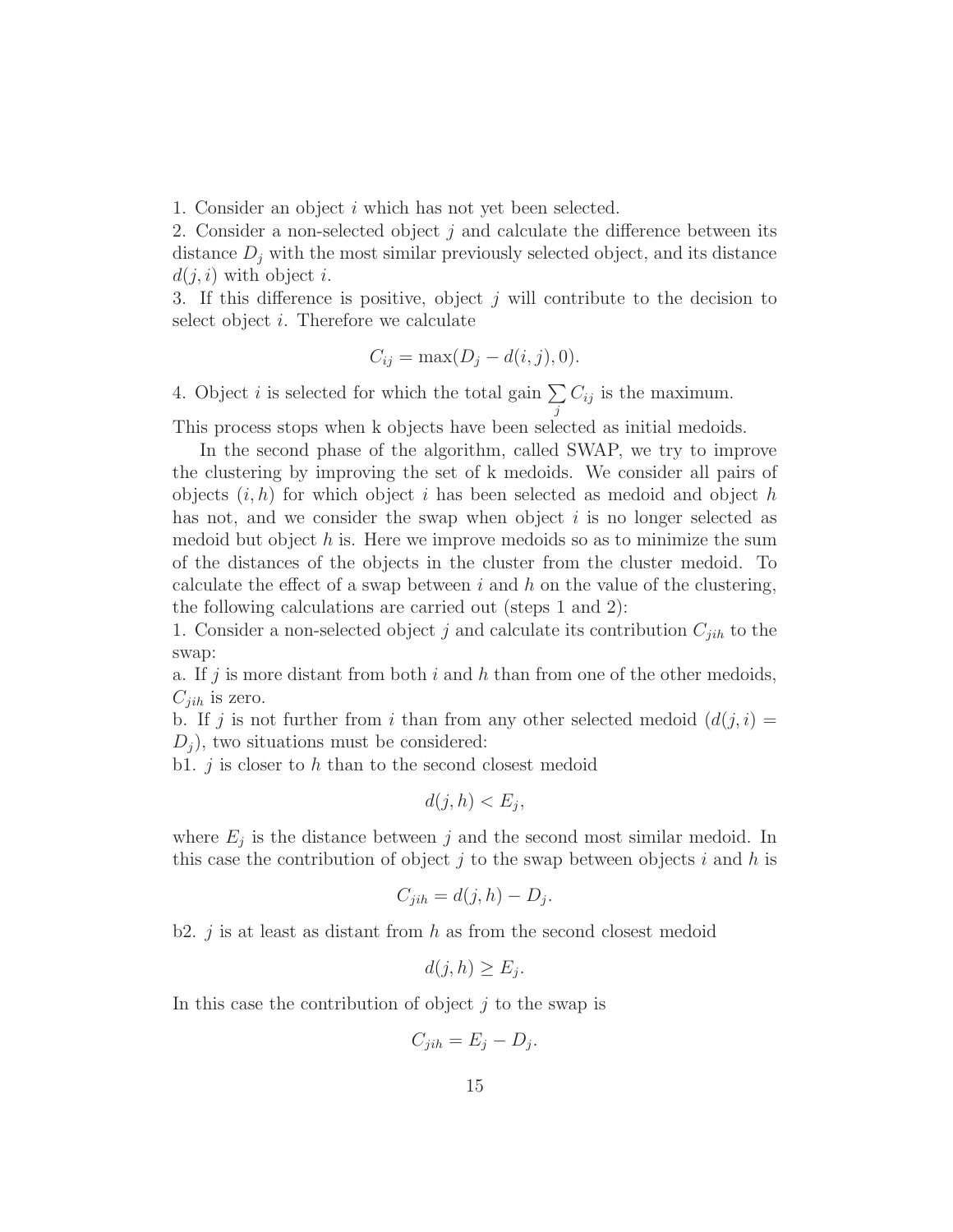1. Consider an object $i$ which has not yet been selected.
2. Consider a non-selected object $j$ and calculate the difference between its distance $D_j$ with the most similar previously selected object, and its distance $d(j, i)$ with object $i$.
3. If this difference is positive, object $j$ will contribute to the decision to select object $i$. Therefore we calculate

$$C_{ij} = \max(D_j - d(i, j), 0).$$

4. Object $i$ is selected for which the total gain $\sum_j C_{ij}$ is the maximum.

This process stops when k objects have been selected as initial medoids.

In the second phase of the algorithm, called SWAP, we try to improve the clustering by improving the set of k medoids. We consider all pairs of objects $(i, h)$ for which object $i$ has been selected as medoid and object $h$ has not, and we consider the swap when object $i$ is no longer selected as medoid but object $h$ is. Here we improve medoids so as to minimize the sum of the distances of the objects in the cluster from the cluster medoid. To calculate the effect of a swap between $i$ and $h$ on the value of the clustering, the following calculations are carried out (steps 1 and 2):

1. Consider a non-selected object $j$ and calculate its contribution $C_{jih}$ to the swap:

a. If $j$ is more distant from both $i$ and $h$ than from one of the other medoids, $C_{jih}$ is zero.

b. If $j$ is not further from $i$ than from any other selected medoid ($d(j, i) = D_j$), two situations must be considered:

b1. $j$ is closer to $h$ than to the second closest medoid

$$d(j, h) < E_j,$$

where $E_j$ is the distance between $j$ and the second most similar medoid. In this case the contribution of object $j$ to the swap between objects $i$ and $h$ is

$$C_{jih} = d(j, h) - D_j.$$

b2. $j$ is at least as distant from $h$ as from the second closest medoid

$$d(j, h) \geq E_j.$$

In this case the contribution of object $j$ to the swap is

$$C_{jih} = E_j - D_j.$$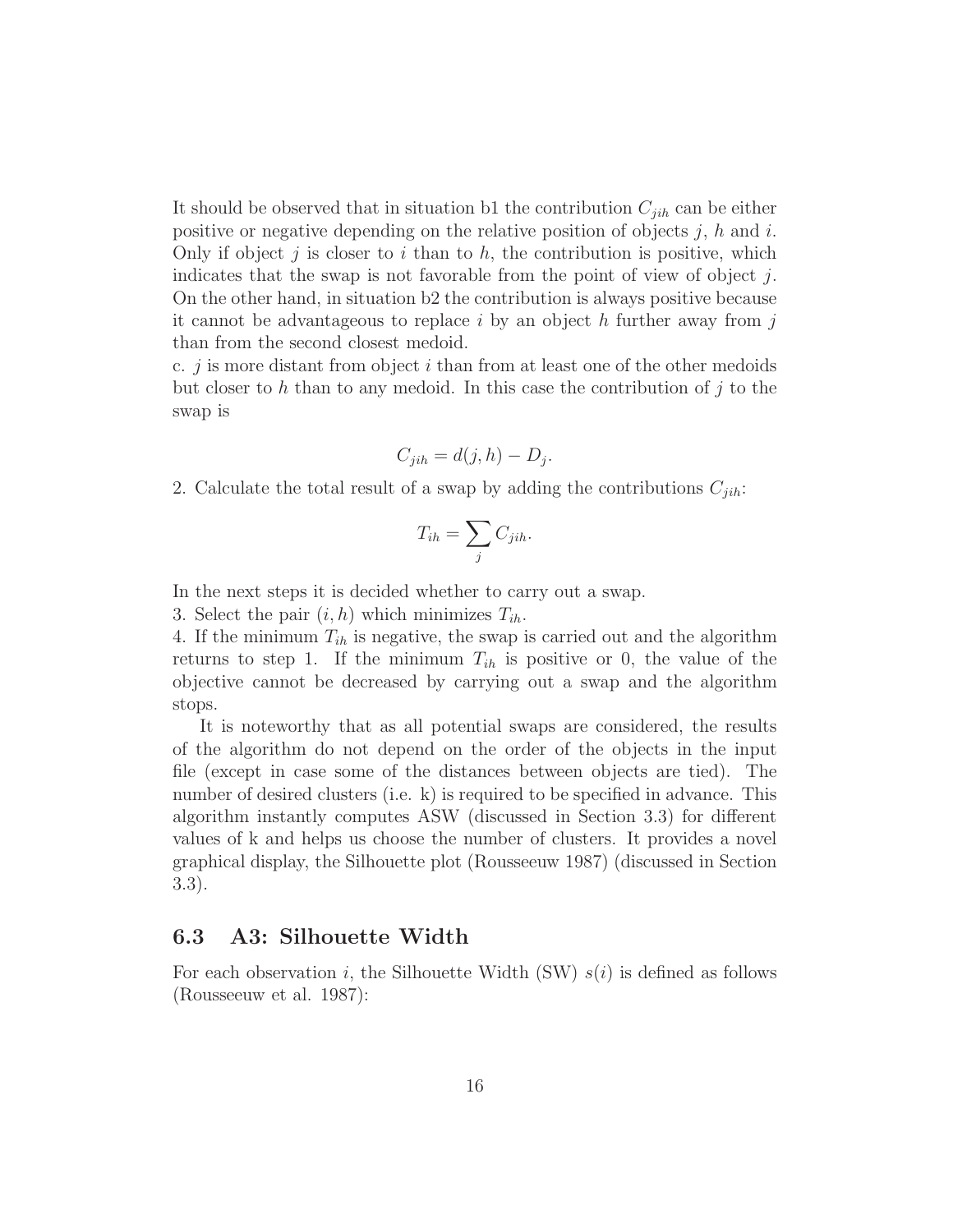It should be observed that in situation b1 the contribution $C_{jih}$ can be either positive or negative depending on the relative position of objects $j$, $h$ and $i$. Only if object $j$ is closer to $i$ than to $h$, the contribution is positive, which indicates that the swap is not favorable from the point of view of object $j$. On the other hand, in situation b2 the contribution is always positive because it cannot be advantageous to replace $i$ by an object $h$ further away from $j$ than from the second closest medoid.

c. $j$ is more distant from object $i$ than from at least one of the other medoids but closer to $h$ than to any medoid. In this case the contribution of $j$ to the swap is

$$C_{jih} = d(j, h) - D_j.$$

2. Calculate the total result of a swap by adding the contributions $C_{jih}$:

$$T_{ih} = \sum_j C_{jih}.$$

In the next steps it is decided whether to carry out a swap.

3. Select the pair $(i, h)$ which minimizes $T_{ih}$.

4. If the minimum $T_{ih}$ is negative, the swap is carried out and the algorithm returns to step 1. If the minimum $T_{ih}$ is positive or 0, the value of the objective cannot be decreased by carrying out a swap and the algorithm stops.

It is noteworthy that as all potential swaps are considered, the results of the algorithm do not depend on the order of the objects in the input file (except in case some of the distances between objects are tied). The number of desired clusters (i.e. k) is required to be specified in advance. This algorithm instantly computes ASW (discussed in Section 3.3) for different values of k and helps us choose the number of clusters. It provides a novel graphical display, the Silhouette plot (Rousseeuw 1987) (discussed in Section 3.3).

## 6.3 A3: Silhouette Width

For each observation $i$, the Silhouette Width (SW) $s(i)$ is defined as follows (Rousseeuw et al. 1987):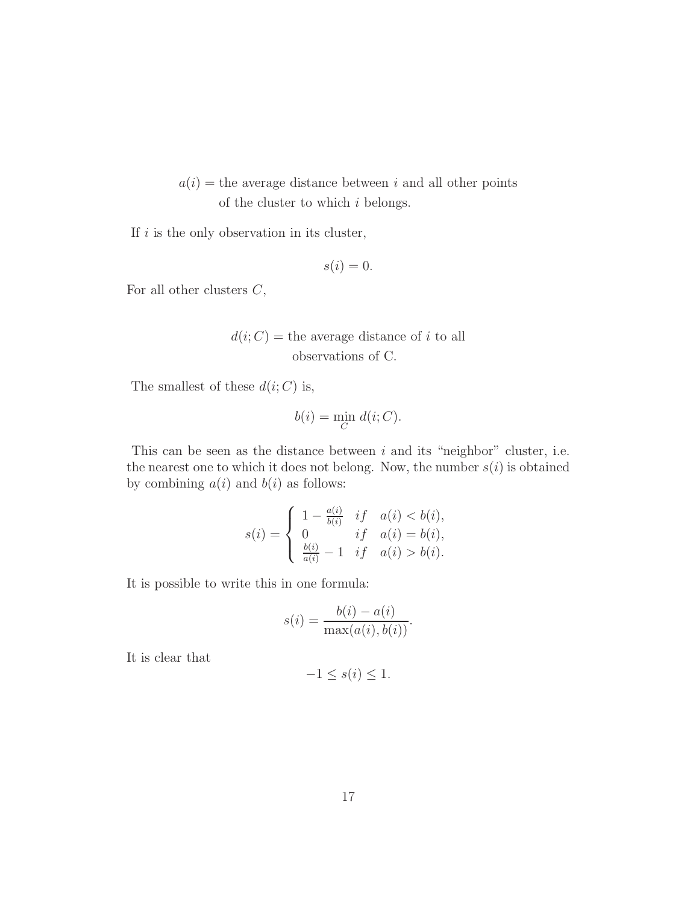$$a(i) = \text{the average distance between } i \text{ and all other points of the cluster to which } i \text{ belongs.}$$

If $i$ is the only observation in its cluster,

$$s(i) = 0.$$

For all other clusters $C$,

$$d(i;C) = \text{the average distance of } i \text{ to all observations of C.}$$

The smallest of these $d(i;C)$ is,

$$b(i) = \min_{C} d(i;C).$$

This can be seen as the distance between $i$ and its "neighbor" cluster, i.e. the nearest one to which it does not belong. Now, the number $s(i)$ is obtained by combining $a(i)$ and $b(i)$ as follows:

$$s(i) = \begin{cases} 1 - \frac{a(i)}{b(i)} & if \quad a(i) < b(i), \\ 0 & if \quad a(i) = b(i), \\ \frac{b(i)}{a(i)} - 1 & if \quad a(i) > b(i). \end{cases}$$

It is possible to write this in one formula:

$$s(i) = \frac{b(i) - a(i)}{\max(a(i), b(i))}.$$

It is clear that

$$-1 \leq s(i) \leq 1.$$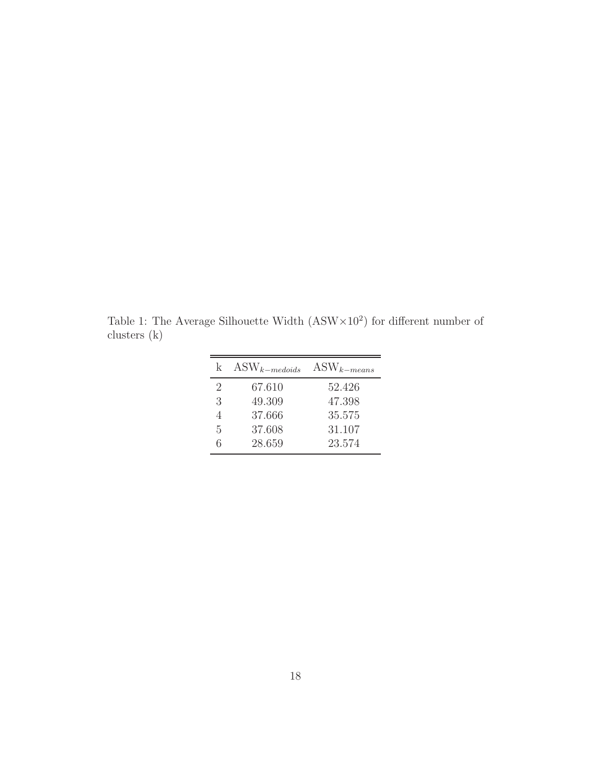Table 1: The Average Silhouette Width (ASW$\times 10^2$) for different number of clusters (k)

| k | $\text{ASW}_{k-medoids}$ | $\text{ASW}_{k-means}$ |
|---|---|---|
| 2 | 67.610 | 52.426 |
| 3 | 49.309 | 47.398 |
| 4 | 37.666 | 35.575 |
| 5 | 37.608 | 31.107 |
| 6 | 28.659 | 23.574 |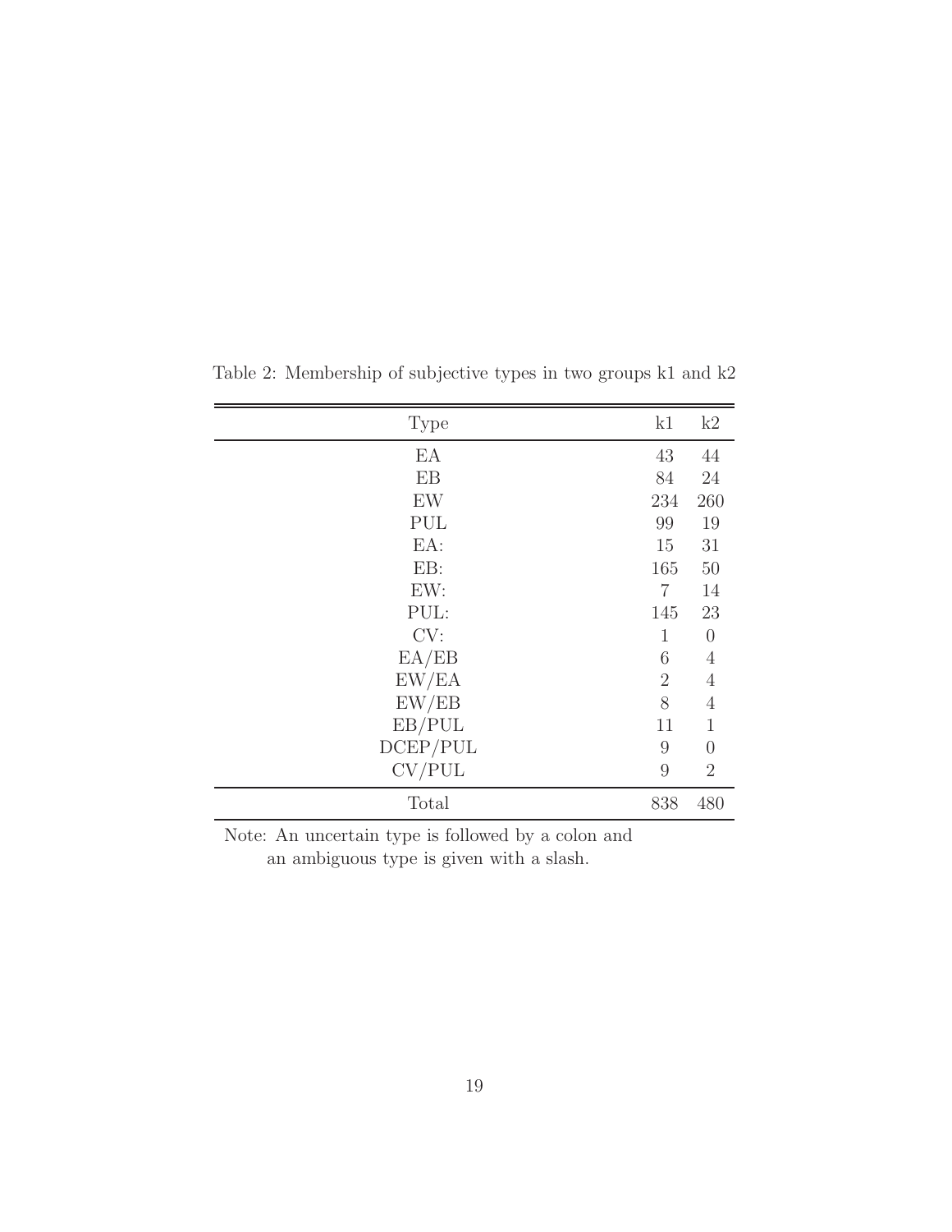Table 2: Membership of subjective types in two groups k1 and k2

| Type | k1 | k2 |
| --- | --- | --- |
| EA | 43 | 44 |
| EB | 84 | 24 |
| EW | 234 | 260 |
| PUL | 99 | 19 |
| EA: | 15 | 31 |
| EB: | 165 | 50 |
| EW: | 7 | 14 |
| PUL: | 145 | 23 |
| CV: | 1 | 0 |
| EA/EB | 6 | 4 |
| EW/EA | 2 | 4 |
| EW/EB | 8 | 4 |
| EB/PUL | 11 | 1 |
| DCEP/PUL | 9 | 0 |
| CV/PUL | 9 | 2 |
| Total | 838 | 480 |

Note: An uncertain type is followed by a colon and an ambiguous type is given with a slash.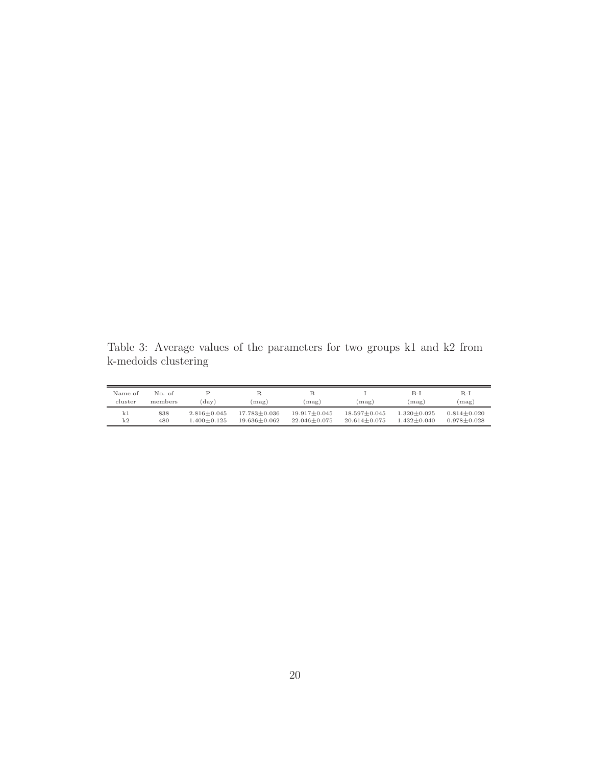Table 3: Average values of the parameters for two groups k1 and k2 from k-medoids clustering

| Name of cluster | No. of members | P (day) | R (mag) | B (mag) | I (mag) | B-I (mag) | R-I (mag) |
|---|---|---|---|---|---|---|---|
| k1 | 838 | 2.816±0.045 | 17.783±0.036 | 19.917±0.045 | 18.597±0.045 | 1.320±0.025 | 0.814±0.020 |
| k2 | 480 | 1.400±0.125 | 19.636±0.062 | 22.046±0.075 | 20.614±0.075 | 1.432±0.040 | 0.978±0.028 |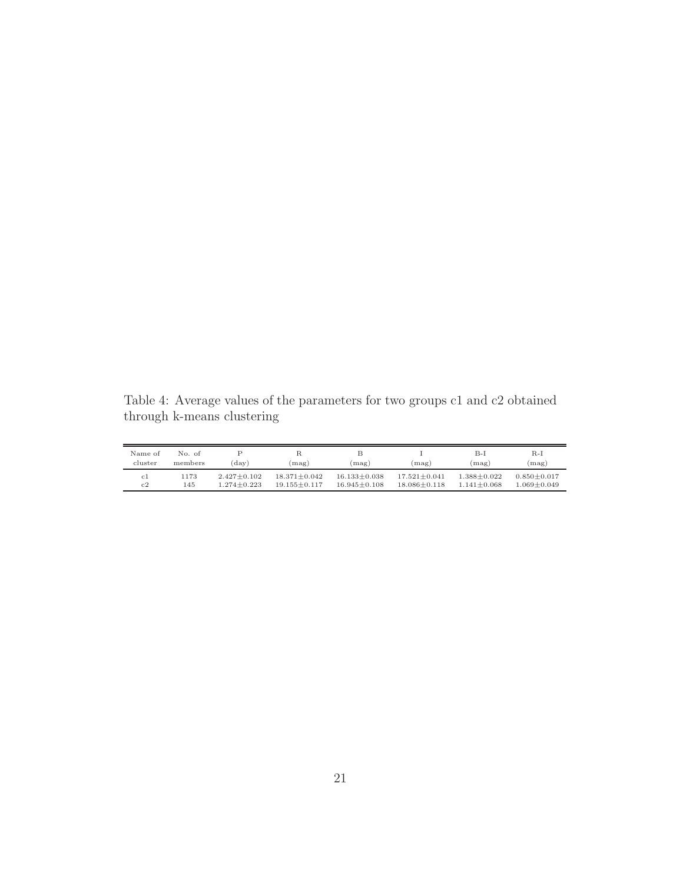Table 4: Average values of the parameters for two groups c1 and c2 obtained through k-means clustering

| Name of cluster | No. of members | P (day) | R (mag) | B (mag) | I (mag) | B-I (mag) | R-I (mag) |
|---|---|---|---|---|---|---|---|
| c1 | 1173 | 2.427±0.102 | 18.371±0.042 | 16.133±0.038 | 17.521±0.041 | 1.388±0.022 | 0.850±0.017 |
| c2 | 145 | 1.274±0.223 | 19.155±0.117 | 16.945±0.108 | 18.086±0.118 | 1.141±0.068 | 1.069±0.049 |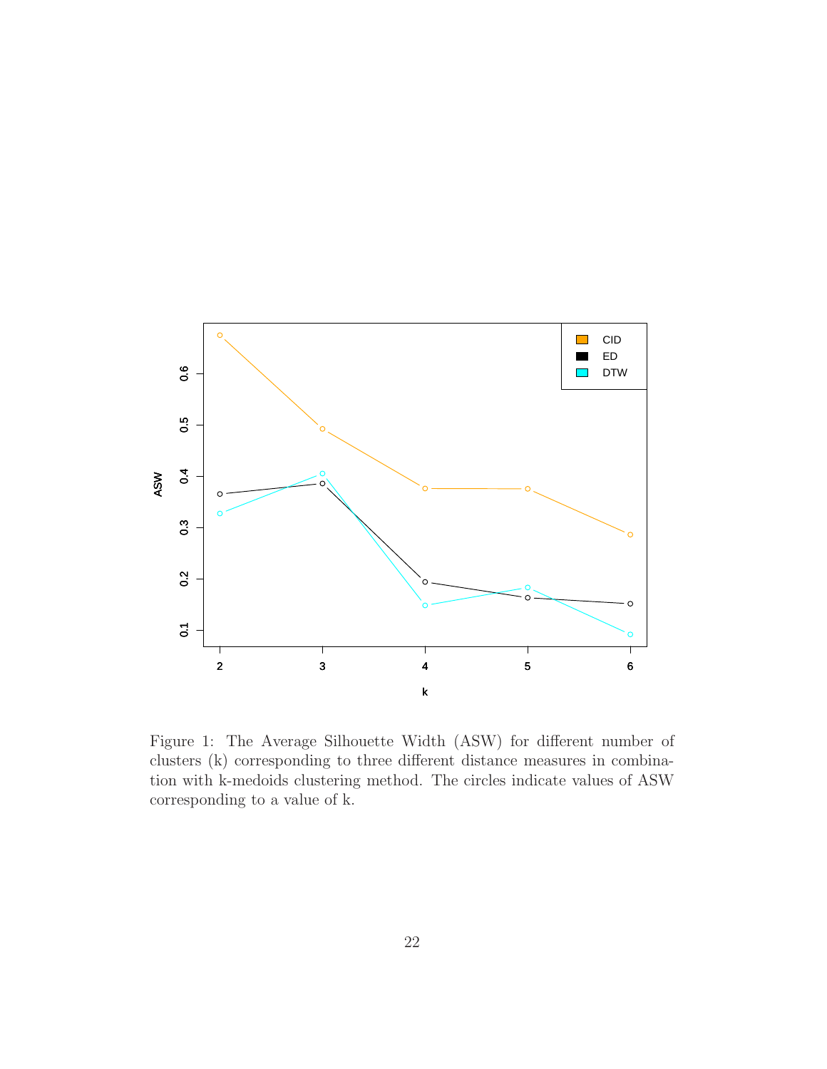Figure 1: The Average Silhouette Width (ASW) for different number of clusters (k) corresponding to three different distance measures in combination with k-medoids clustering method. The circles indicate values of ASW corresponding to a value of k.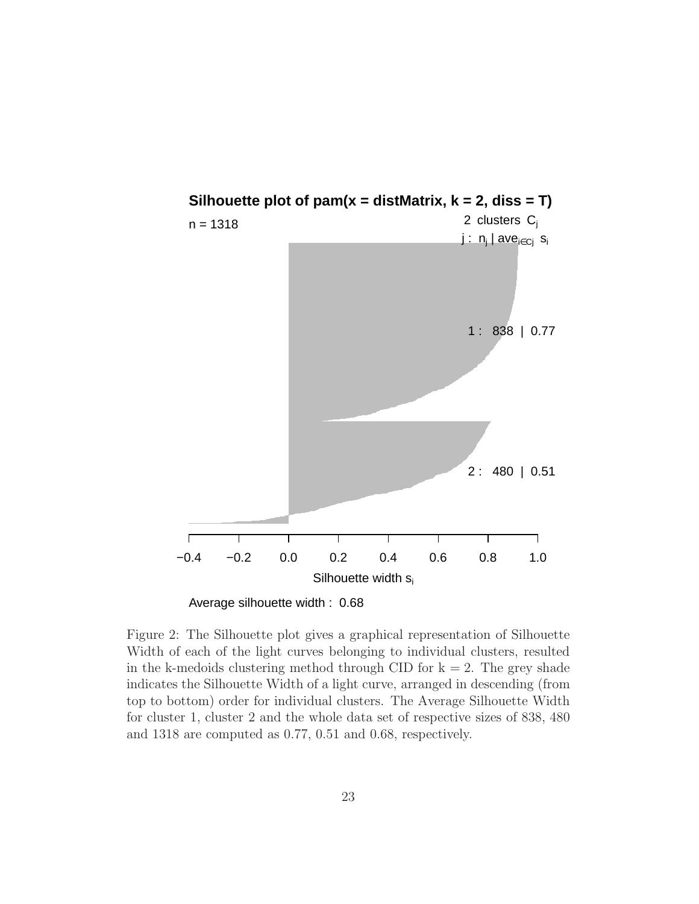Figure 2: The Silhouette plot gives a graphical representation of Silhouette Width of each of the light curves belonging to individual clusters, resulted in the k-medoids clustering method through CID for k = 2. The grey shade indicates the Silhouette Width of a light curve, arranged in descending (from top to bottom) order for individual clusters. The Average Silhouette Width for cluster 1, cluster 2 and the whole data set of respective sizes of 838, 480 and 1318 are computed as 0.77, 0.51 and 0.68, respectively.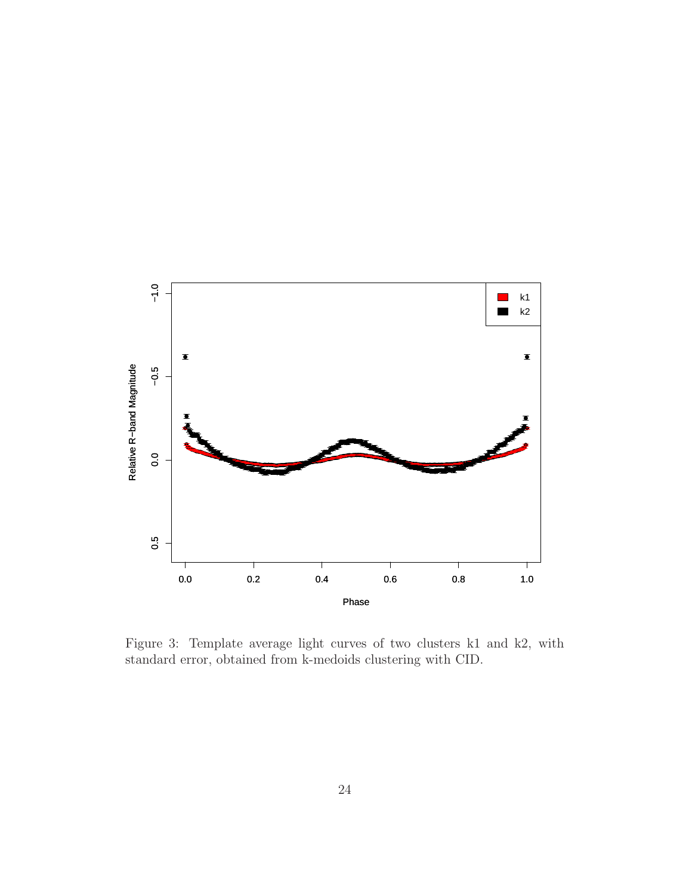Figure 3: Template average light curves of two clusters k1 and k2, with standard error, obtained from k-medoids clustering with CID.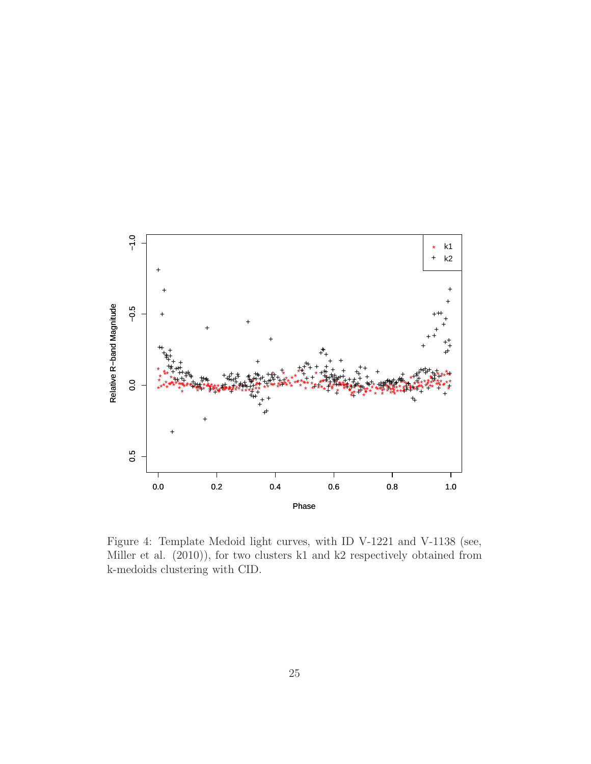Figure 4: Template Medoid light curves, with ID V-1221 and V-1138 (see, Miller et al. (2010)), for two clusters k1 and k2 respectively obtained from k-medoids clustering with CID.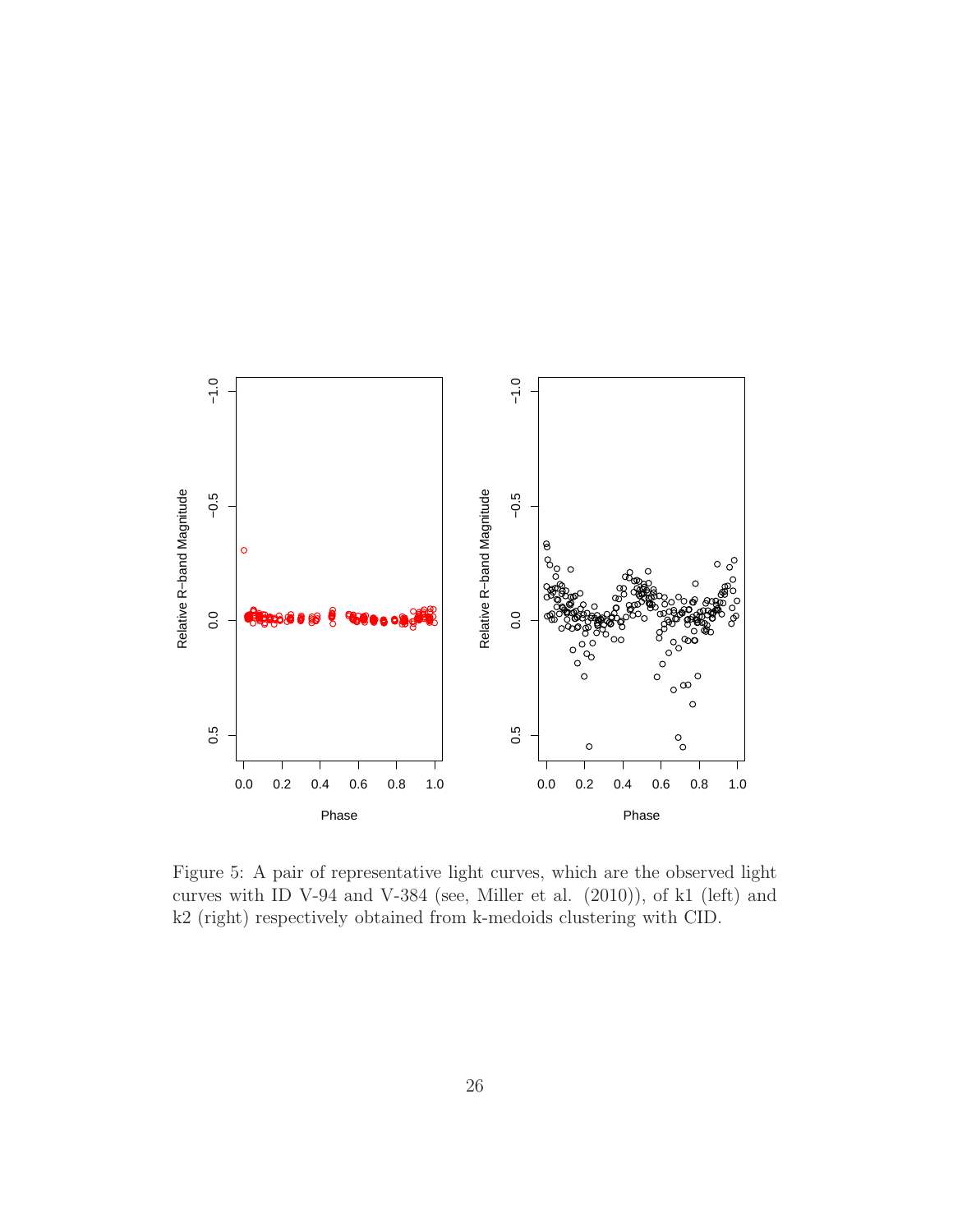Figure 5: A pair of representative light curves, which are the observed light curves with ID V-94 and V-384 (see, Miller et al. (2010)), of k1 (left) and k2 (right) respectively obtained from k-medoids clustering with CID.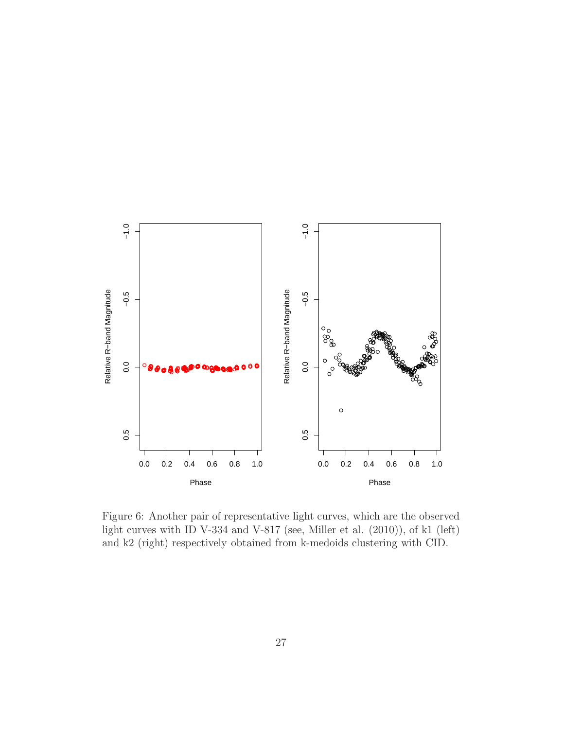Figure 6: Another pair of representative light curves, which are the observed light curves with ID V-334 and V-817 (see, Miller et al. (2010)), of k1 (left) and k2 (right) respectively obtained from k-medoids clustering with CID.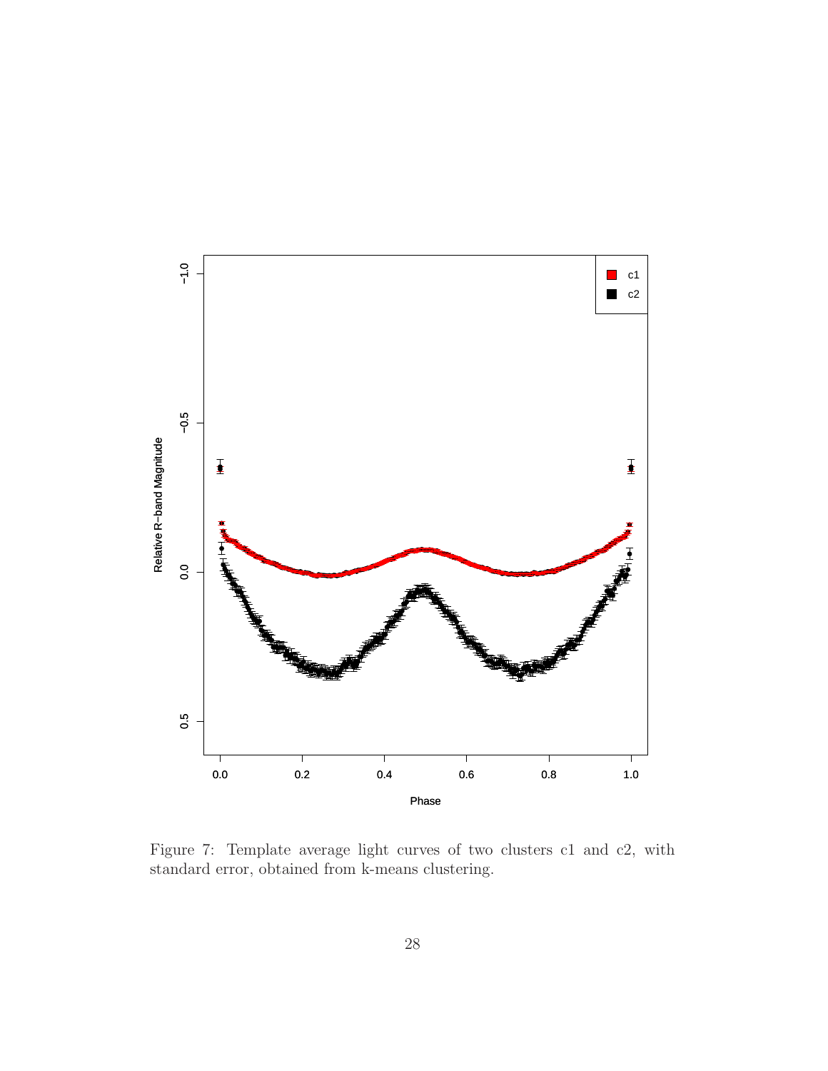Figure 7: Template average light curves of two clusters c1 and c2, with standard error, obtained from k-means clustering.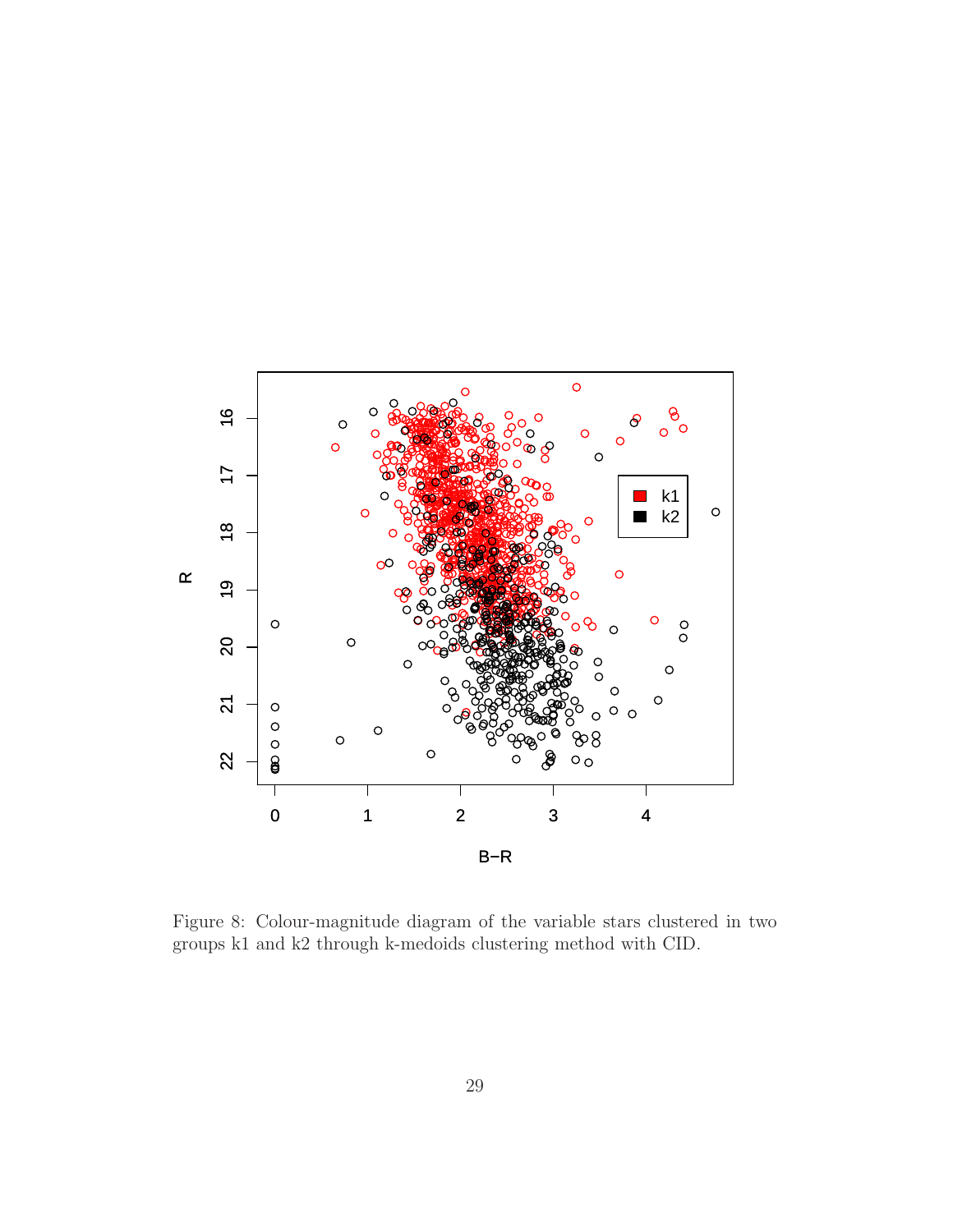Figure 8: Colour-magnitude diagram of the variable stars clustered in two groups k1 and k2 through k-medoids clustering method with CID.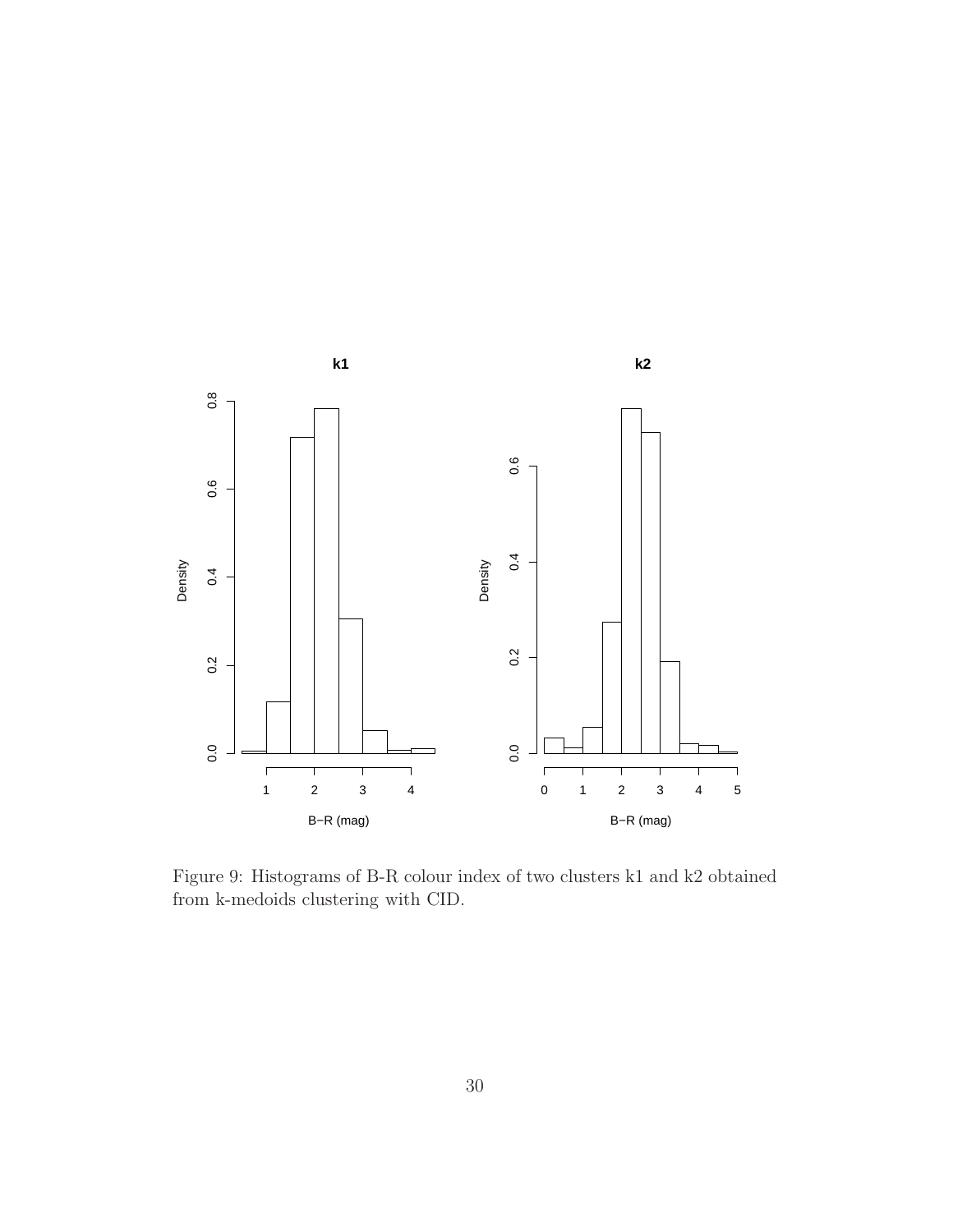Figure 9: Histograms of B-R colour index of two clusters k1 and k2 obtained from k-medoids clustering with CID.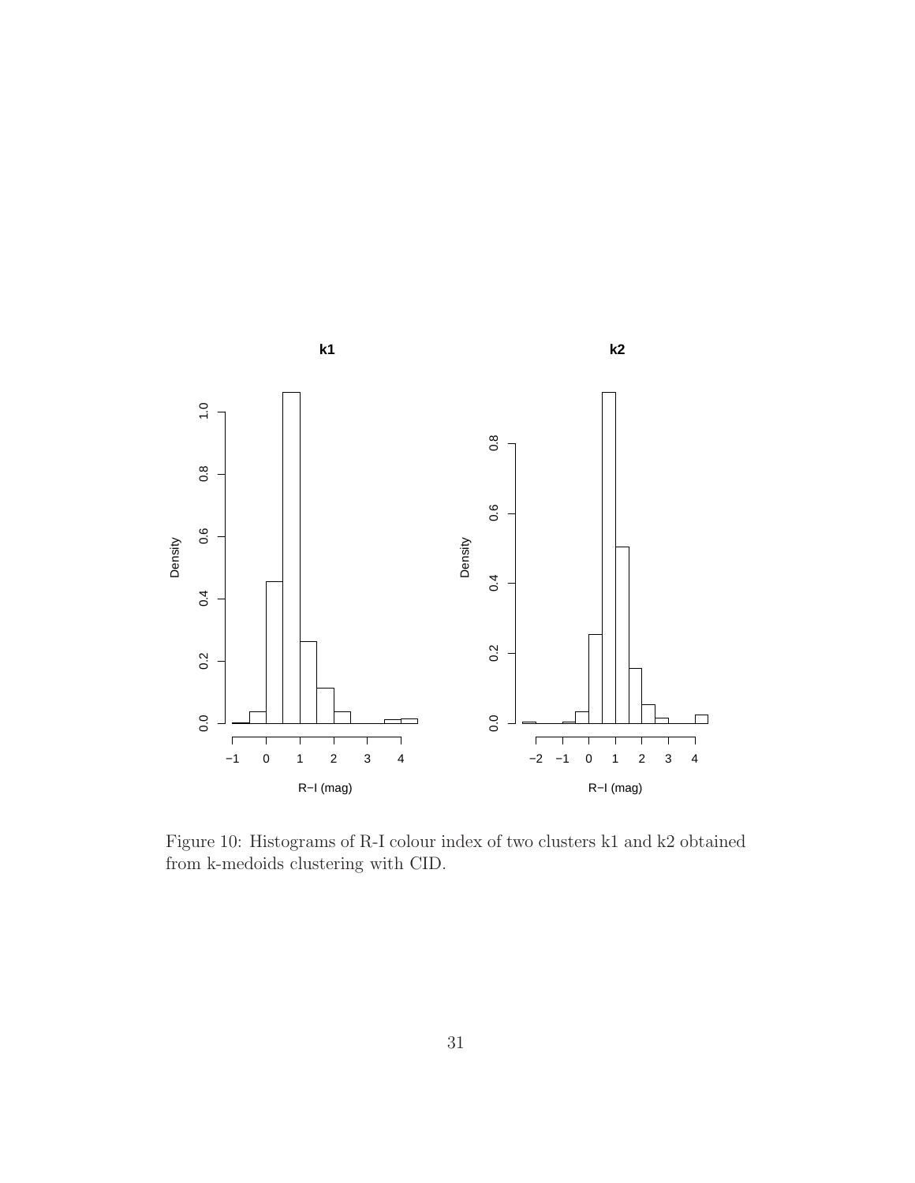Figure 10: Histograms of R-I colour index of two clusters k1 and k2 obtained from k-medoids clustering with CID.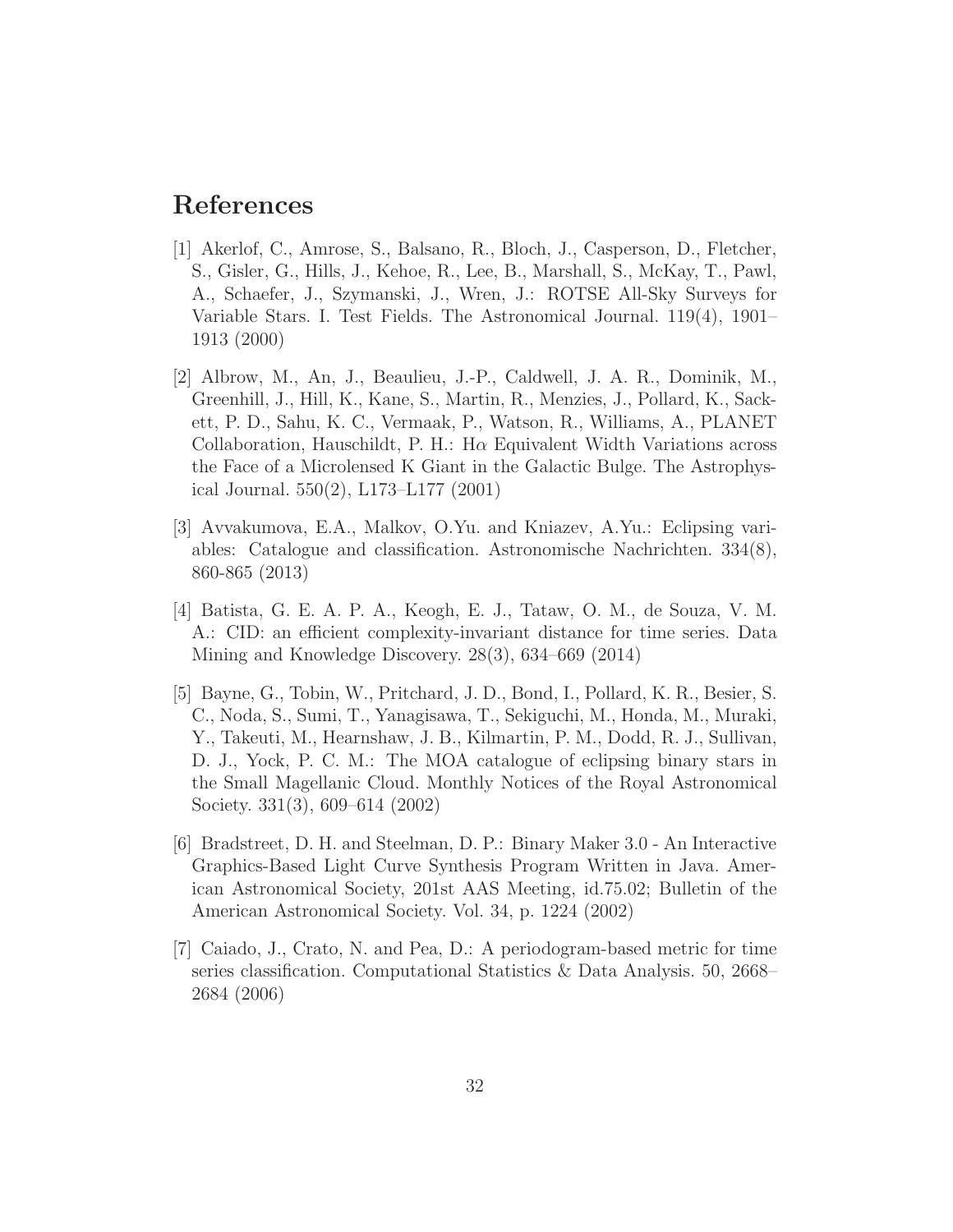# References

[1] Akerlof, C., Amrose, S., Balsano, R., Bloch, J., Casperson, D., Fletcher, S., Gisler, G., Hills, J., Kehoe, R., Lee, B., Marshall, S., McKay, T., Pawl, A., Schaefer, J., Szymanski, J., Wren, J.: ROTSE All-Sky Surveys for Variable Stars. I. Test Fields. The Astronomical Journal. 119(4), 1901–1913 (2000)

[2] Albrow, M., An, J., Beaulieu, J.-P., Caldwell, J. A. R., Dominik, M., Greenhill, J., Hill, K., Kane, S., Martin, R., Menzies, J., Pollard, K., Sackett, P. D., Sahu, K. C., Vermaak, P., Watson, R., Williams, A., PLANET Collaboration, Hauschildt, P. H.: H$\alpha$ Equivalent Width Variations across the Face of a Microlensed K Giant in the Galactic Bulge. The Astrophysical Journal. 550(2), L173–L177 (2001)

[3] Avvakumova, E.A., Malkov, O.Yu. and Kniazev, A.Yu.: Eclipsing variables: Catalogue and classification. Astronomische Nachrichten. 334(8), 860-865 (2013)

[4] Batista, G. E. A. P. A., Keogh, E. J., Tataw, O. M., de Souza, V. M. A.: CID: an efficient complexity-invariant distance for time series. Data Mining and Knowledge Discovery. 28(3), 634–669 (2014)

[5] Bayne, G., Tobin, W., Pritchard, J. D., Bond, I., Pollard, K. R., Besier, S. C., Noda, S., Sumi, T., Yanagisawa, T., Sekiguchi, M., Honda, M., Muraki, Y., Takeuti, M., Hearnshaw, J. B., Kilmartin, P. M., Dodd, R. J., Sullivan, D. J., Yock, P. C. M.: The MOA catalogue of eclipsing binary stars in the Small Magellanic Cloud. Monthly Notices of the Royal Astronomical Society. 331(3), 609–614 (2002)

[6] Bradstreet, D. H. and Steelman, D. P.: Binary Maker 3.0 - An Interactive Graphics-Based Light Curve Synthesis Program Written in Java. American Astronomical Society, 201st AAS Meeting, id.75.02; Bulletin of the American Astronomical Society. Vol. 34, p. 1224 (2002)

[7] Caiado, J., Crato, N. and Pea, D.: A periodogram-based metric for time series classification. Computational Statistics & Data Analysis. 50, 2668–2684 (2006)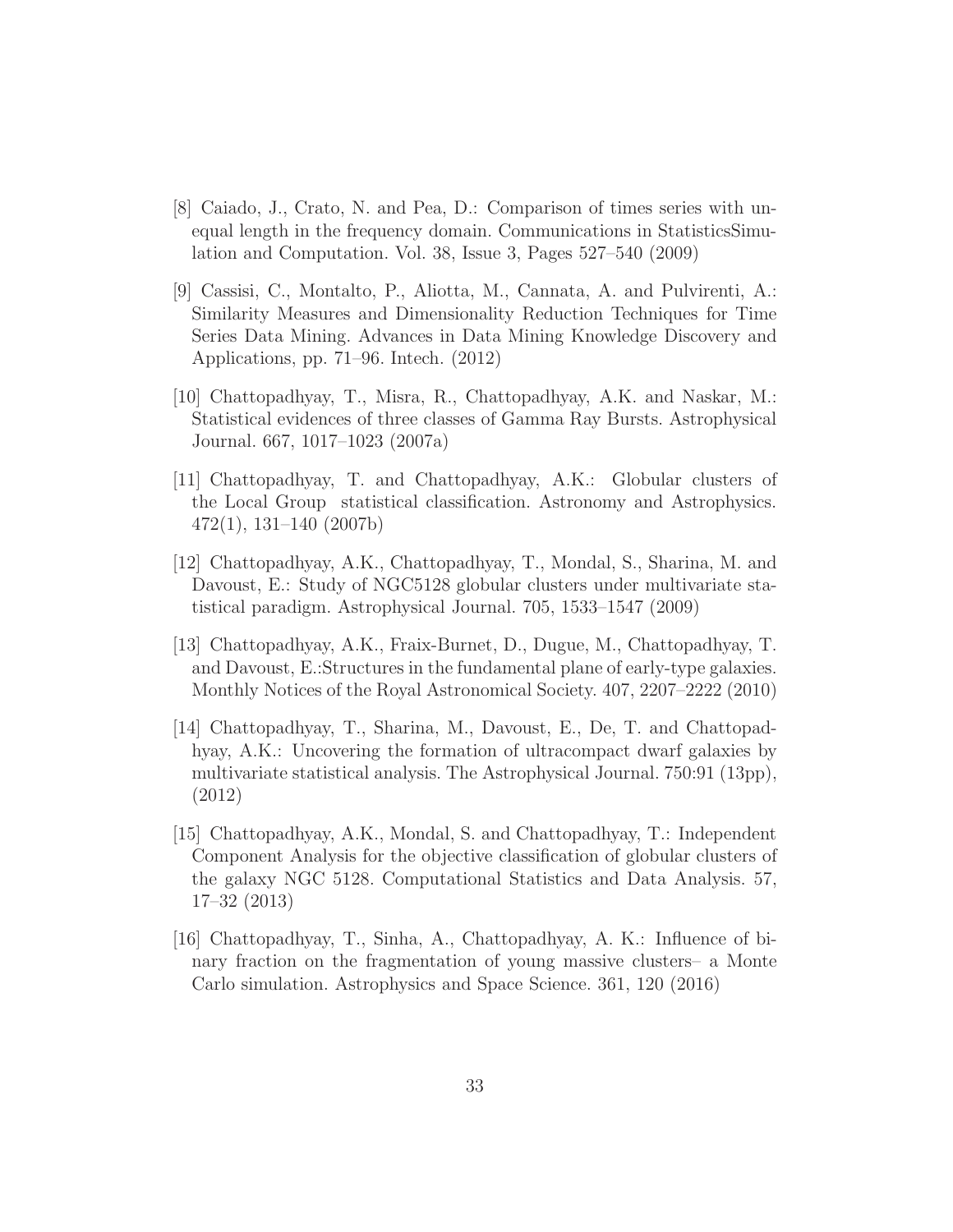[8] Caiado, J., Crato, N. and Pea, D.: Comparison of times series with unequal length in the frequency domain. Communications in StatisticsSimulation and Computation. Vol. 38, Issue 3, Pages 527–540 (2009)

[9] Cassisi, C., Montalto, P., Aliotta, M., Cannata, A. and Pulvirenti, A.: Similarity Measures and Dimensionality Reduction Techniques for Time Series Data Mining. Advances in Data Mining Knowledge Discovery and Applications, pp. 71–96. Intech. (2012)

[10] Chattopadhyay, T., Misra, R., Chattopadhyay, A.K. and Naskar, M.: Statistical evidences of three classes of Gamma Ray Bursts. Astrophysical Journal. 667, 1017–1023 (2007a)

[11] Chattopadhyay, T. and Chattopadhyay, A.K.: Globular clusters of the Local Group statistical classification. Astronomy and Astrophysics. 472(1), 131–140 (2007b)

[12] Chattopadhyay, A.K., Chattopadhyay, T., Mondal, S., Sharina, M. and Davoust, E.: Study of NGC5128 globular clusters under multivariate statistical paradigm. Astrophysical Journal. 705, 1533–1547 (2009)

[13] Chattopadhyay, A.K., Fraix-Burnet, D., Dugue, M., Chattopadhyay, T. and Davoust, E.:Structures in the fundamental plane of early-type galaxies. Monthly Notices of the Royal Astronomical Society. 407, 2207–2222 (2010)

[14] Chattopadhyay, T., Sharina, M., Davoust, E., De, T. and Chattopadhyay, A.K.: Uncovering the formation of ultracompact dwarf galaxies by multivariate statistical analysis. The Astrophysical Journal. 750:91 (13pp), (2012)

[15] Chattopadhyay, A.K., Mondal, S. and Chattopadhyay, T.: Independent Component Analysis for the objective classification of globular clusters of the galaxy NGC 5128. Computational Statistics and Data Analysis. 57, 17–32 (2013)

[16] Chattopadhyay, T., Sinha, A., Chattopadhyay, A. K.: Influence of binary fraction on the fragmentation of young massive clusters– a Monte Carlo simulation. Astrophysics and Space Science. 361, 120 (2016)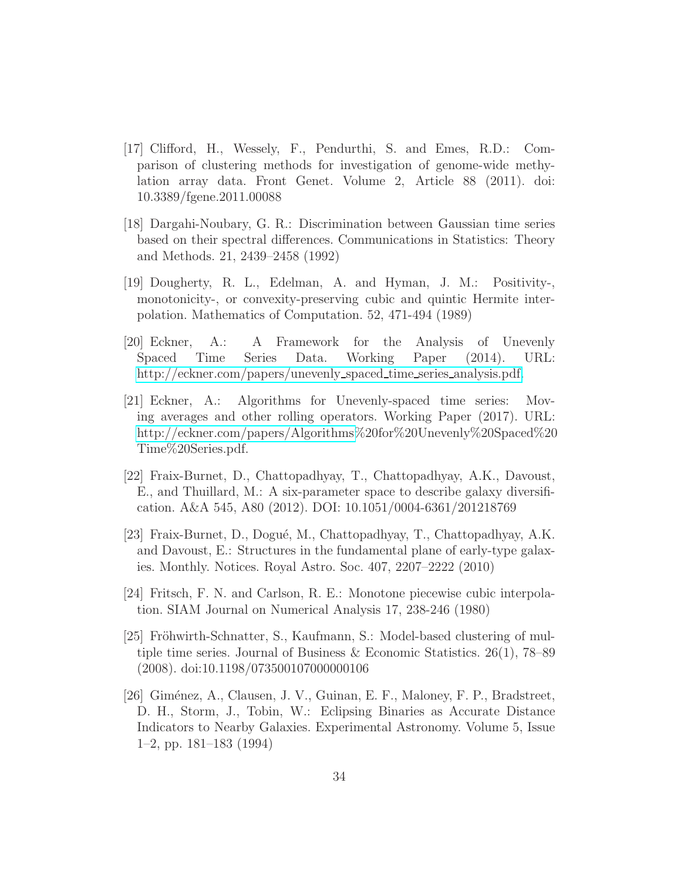[17] Clifford, H., Wessely, F., Pendurthi, S. and Emes, R.D.: Comparison of clustering methods for investigation of genome-wide methylation array data. Front Genet. Volume 2, Article 88 (2011). doi: 10.3389/fgene.2011.00088

[18] Dargahi-Noubary, G. R.: Discrimination between Gaussian time series based on their spectral differences. Communications in Statistics: Theory and Methods. 21, 2439–2458 (1992)

[19] Dougherty, R. L., Edelman, A. and Hyman, J. M.: Positivity-, monotonicity-, or convexity-preserving cubic and quintic Hermite interpolation. Mathematics of Computation. 52, 471-494 (1989)

[20] Eckner, A.: A Framework for the Analysis of Unevenly Spaced Time Series Data. Working Paper (2014). URL: http://eckner.com/papers/unevenly_spaced_time_series_analysis.pdf.

[21] Eckner, A.: Algorithms for Unevenly-spaced time series: Moving averages and other rolling operators. Working Paper (2017). URL: http://eckner.com/papers/Algorithms%20for%20Unevenly%20Spaced%20Time%20Series.pdf.

[22] Fraix-Burnet, D., Chattopadhyay, T., Chattopadhyay, A.K., Davoust, E., and Thuillard, M.: A six-parameter space to describe galaxy diversification. A&A 545, A80 (2012). DOI: 10.1051/0004-6361/201218769

[23] Fraix-Burnet, D., Dogué, M., Chattopadhyay, T., Chattopadhyay, A.K. and Davoust, E.: Structures in the fundamental plane of early-type galaxies. Monthly. Notices. Royal Astro. Soc. 407, 2207–2222 (2010)

[24] Fritsch, F. N. and Carlson, R. E.: Monotone piecewise cubic interpolation. SIAM Journal on Numerical Analysis 17, 238-246 (1980)

[25] Fröhwirth-Schnatter, S., Kaufmann, S.: Model-based clustering of multiple time series. Journal of Business & Economic Statistics. 26(1), 78–89 (2008). doi:10.1198/073500107000000106

[26] Giménez, A., Clausen, J. V., Guinan, E. F., Maloney, F. P., Bradstreet, D. H., Storm, J., Tobin, W.: Eclipsing Binaries as Accurate Distance Indicators to Nearby Galaxies. Experimental Astronomy. Volume 5, Issue 1–2, pp. 181–183 (1994)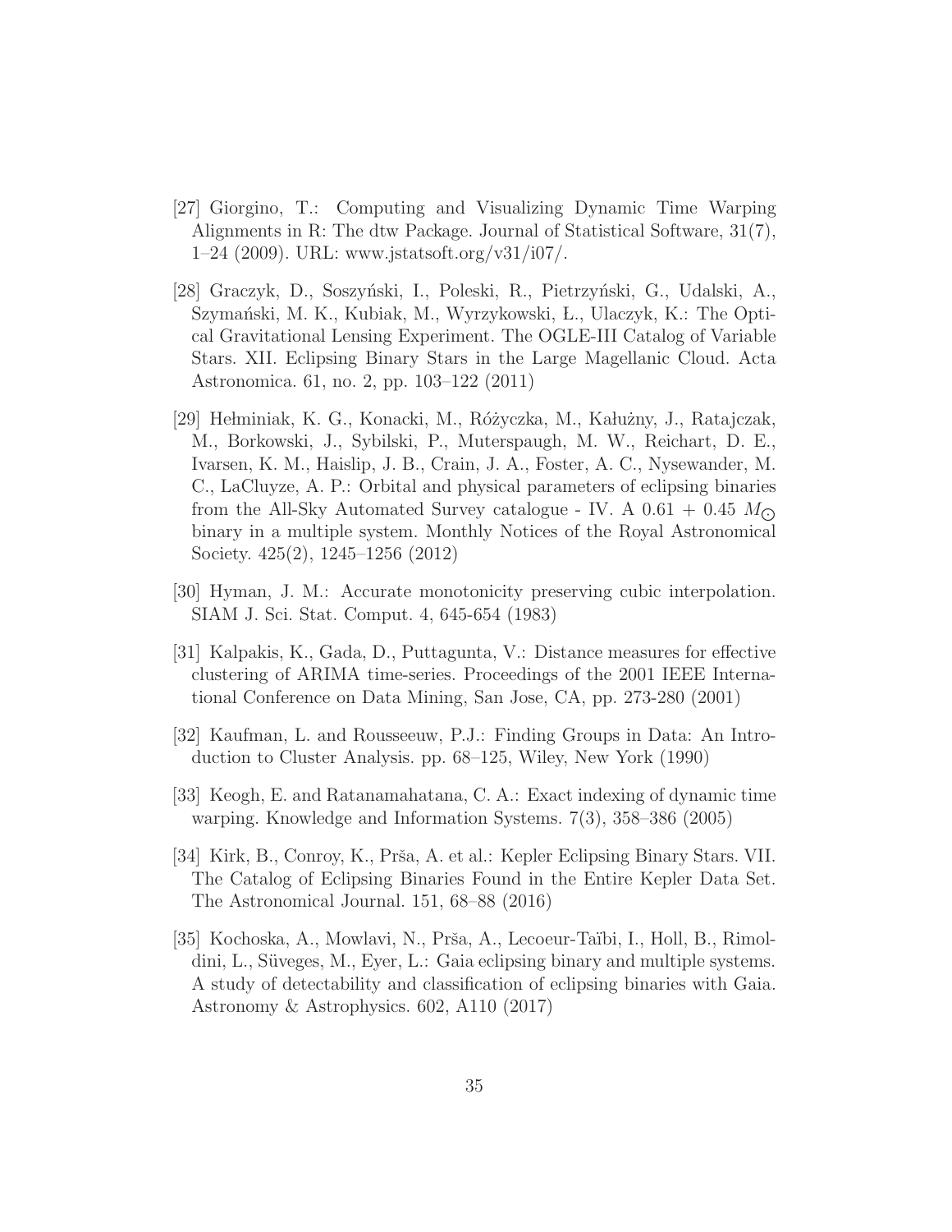[27] Giorgino, T.: Computing and Visualizing Dynamic Time Warping Alignments in R: The dtw Package. Journal of Statistical Software, 31(7), 1–24 (2009). URL: www.jstatsoft.org/v31/i07/.

[28] Graczyk, D., Soszyński, I., Poleski, R., Pietrzyński, G., Udalski, A., Szymański, M. K., Kubiak, M., Wyrzykowski, Ł., Ulaczyk, K.: The Optical Gravitational Lensing Experiment. The OGLE-III Catalog of Variable Stars. XII. Eclipsing Binary Stars in the Large Magellanic Cloud. Acta Astronomica. 61, no. 2, pp. 103–122 (2011)

[29] Hełminiak, K. G., Konacki, M., Różyczka, M., Kałużny, J., Ratajczak, M., Borkowski, J., Sybilski, P., Muterspaugh, M. W., Reichart, D. E., Ivarsen, K. M., Haislip, J. B., Crain, J. A., Foster, A. C., Nysewander, M. C., LaCluyze, A. P.: Orbital and physical parameters of eclipsing binaries from the All-Sky Automated Survey catalogue - IV. A 0.61 + 0.45 $M_{\odot}$ binary in a multiple system. Monthly Notices of the Royal Astronomical Society. 425(2), 1245–1256 (2012)

[30] Hyman, J. M.: Accurate monotonicity preserving cubic interpolation. SIAM J. Sci. Stat. Comput. 4, 645-654 (1983)

[31] Kalpakis, K., Gada, D., Puttagunta, V.: Distance measures for effective clustering of ARIMA time-series. Proceedings of the 2001 IEEE International Conference on Data Mining, San Jose, CA, pp. 273-280 (2001)

[32] Kaufman, L. and Rousseeuw, P.J.: Finding Groups in Data: An Introduction to Cluster Analysis. pp. 68–125, Wiley, New York (1990)

[33] Keogh, E. and Ratanamahatana, C. A.: Exact indexing of dynamic time warping. Knowledge and Information Systems. 7(3), 358–386 (2005)

[34] Kirk, B., Conroy, K., Prša, A. et al.: Kepler Eclipsing Binary Stars. VII. The Catalog of Eclipsing Binaries Found in the Entire Kepler Data Set. The Astronomical Journal. 151, 68–88 (2016)

[35] Kochoska, A., Mowlavi, N., Prša, A., Lecoeur-Taïbi, I., Holl, B., Rimoldini, L., Süveges, M., Eyer, L.: Gaia eclipsing binary and multiple systems. A study of detectability and classification of eclipsing binaries with Gaia. Astronomy & Astrophysics. 602, A110 (2017)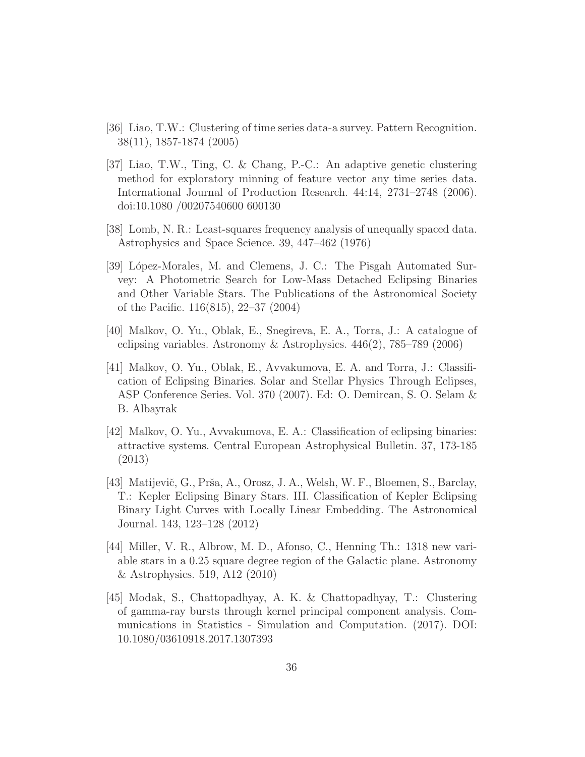[36] Liao, T.W.: Clustering of time series data-a survey. Pattern Recognition. 38(11), 1857-1874 (2005)

[37] Liao, T.W., Ting, C. & Chang, P.-C.: An adaptive genetic clustering method for exploratory minning of feature vector any time series data. International Journal of Production Research. 44:14, 2731–2748 (2006). doi:10.1080 /00207540600 600130

[38] Lomb, N. R.: Least-squares frequency analysis of unequally spaced data. Astrophysics and Space Science. 39, 447–462 (1976)

[39] López-Morales, M. and Clemens, J. C.: The Pisgah Automated Survey: A Photometric Search for Low-Mass Detached Eclipsing Binaries and Other Variable Stars. The Publications of the Astronomical Society of the Pacific. 116(815), 22–37 (2004)

[40] Malkov, O. Yu., Oblak, E., Snegireva, E. A., Torra, J.: A catalogue of eclipsing variables. Astronomy & Astrophysics. 446(2), 785–789 (2006)

[41] Malkov, O. Yu., Oblak, E., Avvakumova, E. A. and Torra, J.: Classification of Eclipsing Binaries. Solar and Stellar Physics Through Eclipses, ASP Conference Series. Vol. 370 (2007). Ed: O. Demircan, S. O. Selam & B. Albayrak

[42] Malkov, O. Yu., Avvakumova, E. A.: Classification of eclipsing binaries: attractive systems. Central European Astrophysical Bulletin. 37, 173-185 (2013)

[43] Matijevič, G., Prša, A., Orosz, J. A., Welsh, W. F., Bloemen, S., Barclay, T.: Kepler Eclipsing Binary Stars. III. Classification of Kepler Eclipsing Binary Light Curves with Locally Linear Embedding. The Astronomical Journal. 143, 123–128 (2012)

[44] Miller, V. R., Albrow, M. D., Afonso, C., Henning Th.: 1318 new variable stars in a 0.25 square degree region of the Galactic plane. Astronomy & Astrophysics. 519, A12 (2010)

[45] Modak, S., Chattopadhyay, A. K. & Chattopadhyay, T.: Clustering of gamma-ray bursts through kernel principal component analysis. Communications in Statistics - Simulation and Computation. (2017). DOI: 10.1080/03610918.2017.1307393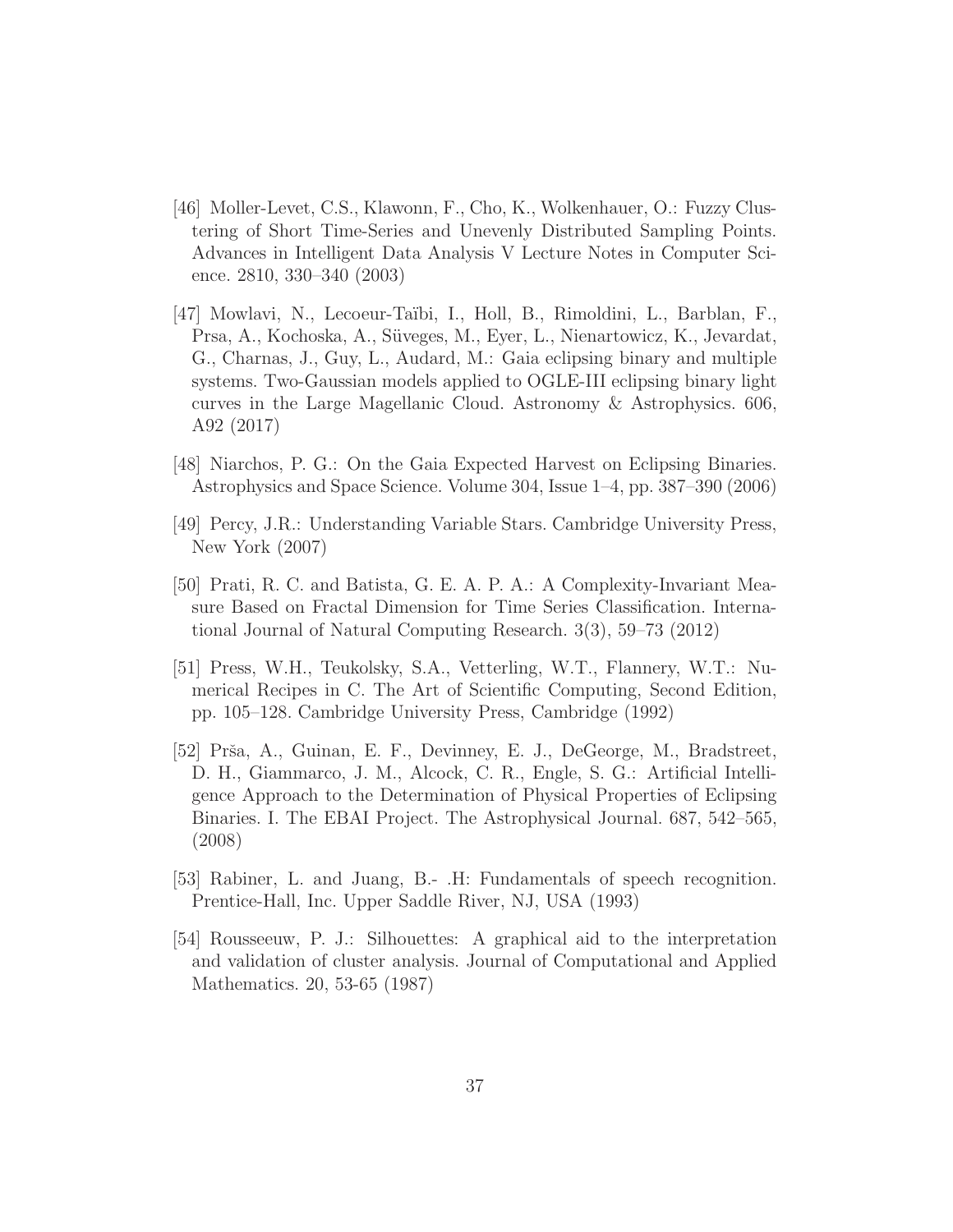[46] Moller-Levet, C.S., Klawonn, F., Cho, K., Wolkenhauer, O.: Fuzzy Clustering of Short Time-Series and Unevenly Distributed Sampling Points. Advances in Intelligent Data Analysis V Lecture Notes in Computer Science. 2810, 330–340 (2003)

[47] Mowlavi, N., Lecoeur-Taïbi, I., Holl, B., Rimoldini, L., Barblan, F., Prsa, A., Kochoska, A., Süveges, M., Eyer, L., Nienartowicz, K., Jevardat, G., Charnas, J., Guy, L., Audard, M.: Gaia eclipsing binary and multiple systems. Two-Gaussian models applied to OGLE-III eclipsing binary light curves in the Large Magellanic Cloud. Astronomy & Astrophysics. 606, A92 (2017)

[48] Niarchos, P. G.: On the Gaia Expected Harvest on Eclipsing Binaries. Astrophysics and Space Science. Volume 304, Issue 1–4, pp. 387–390 (2006)

[49] Percy, J.R.: Understanding Variable Stars. Cambridge University Press, New York (2007)

[50] Prati, R. C. and Batista, G. E. A. P. A.: A Complexity-Invariant Measure Based on Fractal Dimension for Time Series Classification. International Journal of Natural Computing Research. 3(3), 59–73 (2012)

[51] Press, W.H., Teukolsky, S.A., Vetterling, W.T., Flannery, W.T.: Numerical Recipes in C. The Art of Scientific Computing, Second Edition, pp. 105–128. Cambridge University Press, Cambridge (1992)

[52] Prša, A., Guinan, E. F., Devinney, E. J., DeGeorge, M., Bradstreet, D. H., Giammarco, J. M., Alcock, C. R., Engle, S. G.: Artificial Intelligence Approach to the Determination of Physical Properties of Eclipsing Binaries. I. The EBAI Project. The Astrophysical Journal. 687, 542–565, (2008)

[53] Rabiner, L. and Juang, B.- .H: Fundamentals of speech recognition. Prentice-Hall, Inc. Upper Saddle River, NJ, USA (1993)

[54] Rousseeuw, P. J.: Silhouettes: A graphical aid to the interpretation and validation of cluster analysis. Journal of Computational and Applied Mathematics. 20, 53-65 (1987)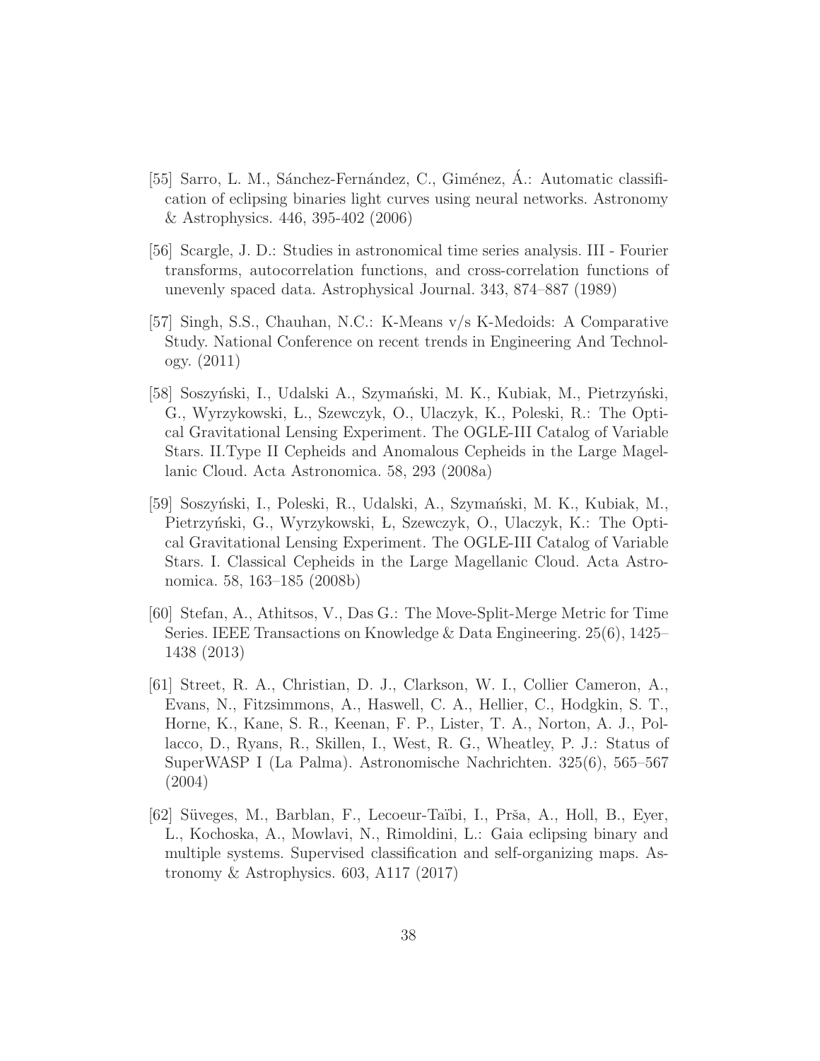[55] Sarro, L. M., Sánchez-Fernández, C., Giménez, Á.: Automatic classification of eclipsing binaries light curves using neural networks. Astronomy & Astrophysics. 446, 395-402 (2006)

[56] Scargle, J. D.: Studies in astronomical time series analysis. III - Fourier transforms, autocorrelation functions, and cross-correlation functions of unevenly spaced data. Astrophysical Journal. 343, 874–887 (1989)

[57] Singh, S.S., Chauhan, N.C.: K-Means v/s K-Medoids: A Comparative Study. National Conference on recent trends in Engineering And Technology. (2011)

[58] Soszyński, I., Udalski A., Szymański, M. K., Kubiak, M., Pietrzyński, G., Wyrzykowski, Ł., Szewczyk, O., Ulaczyk, K., Poleski, R.: The Optical Gravitational Lensing Experiment. The OGLE-III Catalog of Variable Stars. II.Type II Cepheids and Anomalous Cepheids in the Large Magellanic Cloud. Acta Astronomica. 58, 293 (2008a)

[59] Soszyński, I., Poleski, R., Udalski, A., Szymański, M. K., Kubiak, M., Pietrzyński, G., Wyrzykowski, Ł, Szewczyk, O., Ulaczyk, K.: The Optical Gravitational Lensing Experiment. The OGLE-III Catalog of Variable Stars. I. Classical Cepheids in the Large Magellanic Cloud. Acta Astronomica. 58, 163–185 (2008b)

[60] Stefan, A., Athitsos, V., Das G.: The Move-Split-Merge Metric for Time Series. IEEE Transactions on Knowledge & Data Engineering. 25(6), 1425–1438 (2013)

[61] Street, R. A., Christian, D. J., Clarkson, W. I., Collier Cameron, A., Evans, N., Fitzsimmons, A., Haswell, C. A., Hellier, C., Hodgkin, S. T., Horne, K., Kane, S. R., Keenan, F. P., Lister, T. A., Norton, A. J., Pollacco, D., Ryans, R., Skillen, I., West, R. G., Wheatley, P. J.: Status of SuperWASP I (La Palma). Astronomische Nachrichten. 325(6), 565–567 (2004)

[62] Süveges, M., Barblan, F., Lecoeur-Taïbi, I., Prša, A., Holl, B., Eyer, L., Kochoska, A., Mowlavi, N., Rimoldini, L.: Gaia eclipsing binary and multiple systems. Supervised classification and self-organizing maps. Astronomy & Astrophysics. 603, A117 (2017)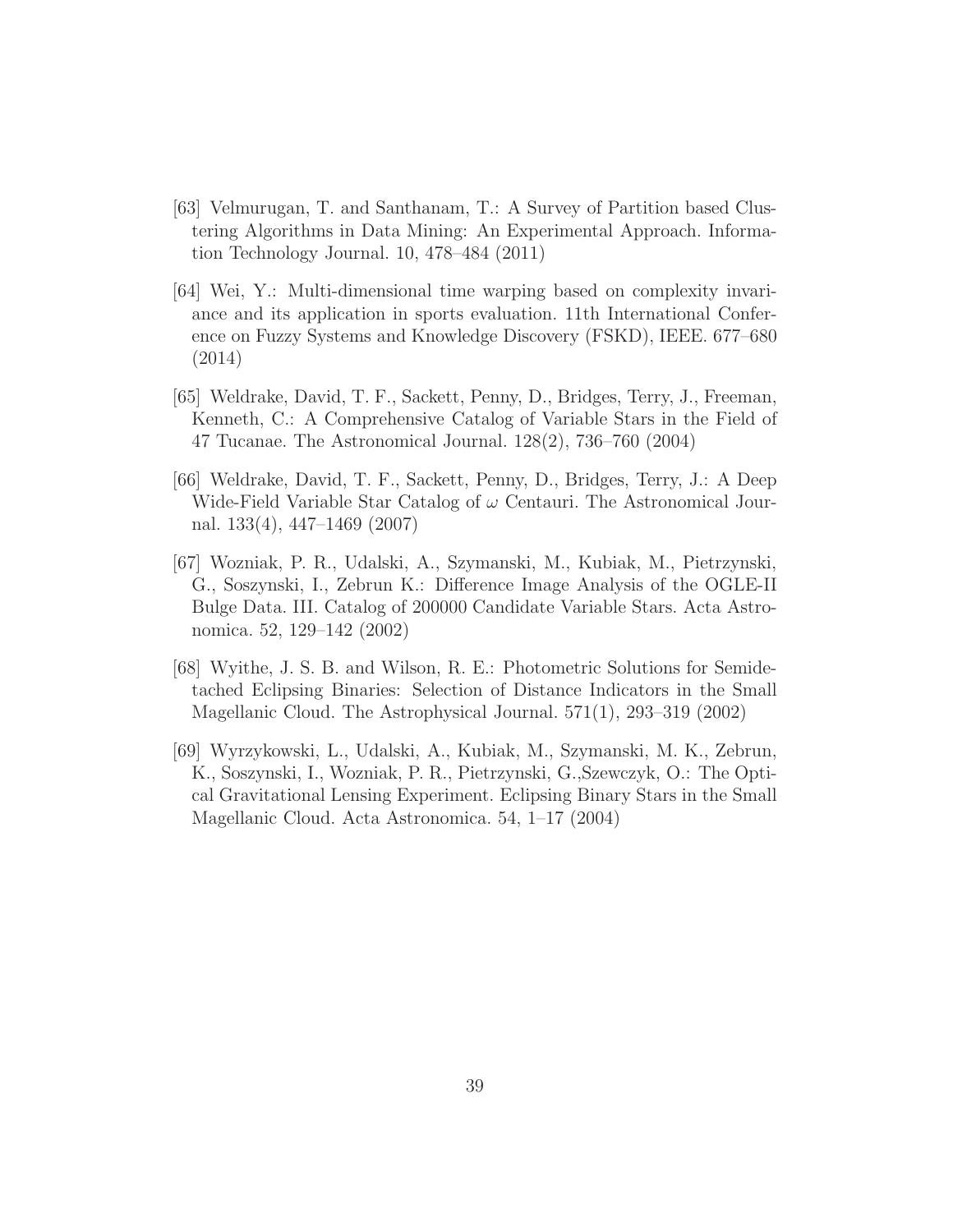[63] Velmurugan, T. and Santhanam, T.: A Survey of Partition based Clustering Algorithms in Data Mining: An Experimental Approach. Information Technology Journal. 10, 478–484 (2011)

[64] Wei, Y.: Multi-dimensional time warping based on complexity invariance and its application in sports evaluation. 11th International Conference on Fuzzy Systems and Knowledge Discovery (FSKD), IEEE. 677–680 (2014)

[65] Weldrake, David, T. F., Sackett, Penny, D., Bridges, Terry, J., Freeman, Kenneth, C.: A Comprehensive Catalog of Variable Stars in the Field of 47 Tucanae. The Astronomical Journal. 128(2), 736–760 (2004)

[66] Weldrake, David, T. F., Sackett, Penny, D., Bridges, Terry, J.: A Deep Wide-Field Variable Star Catalog of $\omega$ Centauri. The Astronomical Journal. 133(4), 447–1469 (2007)

[67] Wozniak, P. R., Udalski, A., Szymanski, M., Kubiak, M., Pietrzynski, G., Soszynski, I., Zebrun K.: Difference Image Analysis of the OGLE-II Bulge Data. III. Catalog of 200000 Candidate Variable Stars. Acta Astronomica. 52, 129–142 (2002)

[68] Wyithe, J. S. B. and Wilson, R. E.: Photometric Solutions for Semidetached Eclipsing Binaries: Selection of Distance Indicators in the Small Magellanic Cloud. The Astrophysical Journal. 571(1), 293–319 (2002)

[69] Wyrzykowski, L., Udalski, A., Kubiak, M., Szymanski, M. K., Zebrun, K., Soszynski, I., Wozniak, P. R., Pietrzynski, G.,Szewczyk, O.: The Optical Gravitational Lensing Experiment. Eclipsing Binary Stars in the Small Magellanic Cloud. Acta Astronomica. 54, 1–17 (2004)